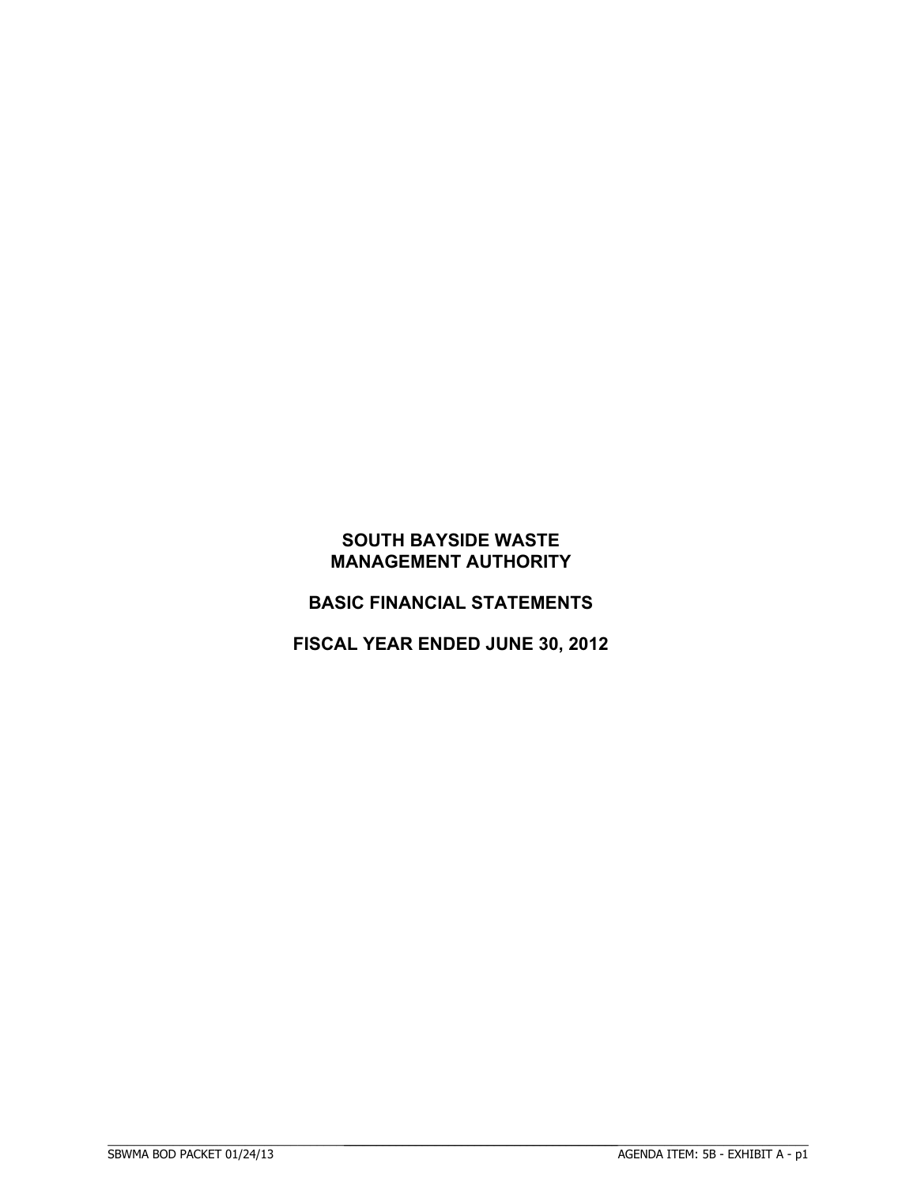# SOUTH BAYSIDE WASTE MANAGEMENT AUTHORITY

## BASIC FINANCIAL STATEMENTS

## FISCAL YEAR ENDED JUNE 30, 2012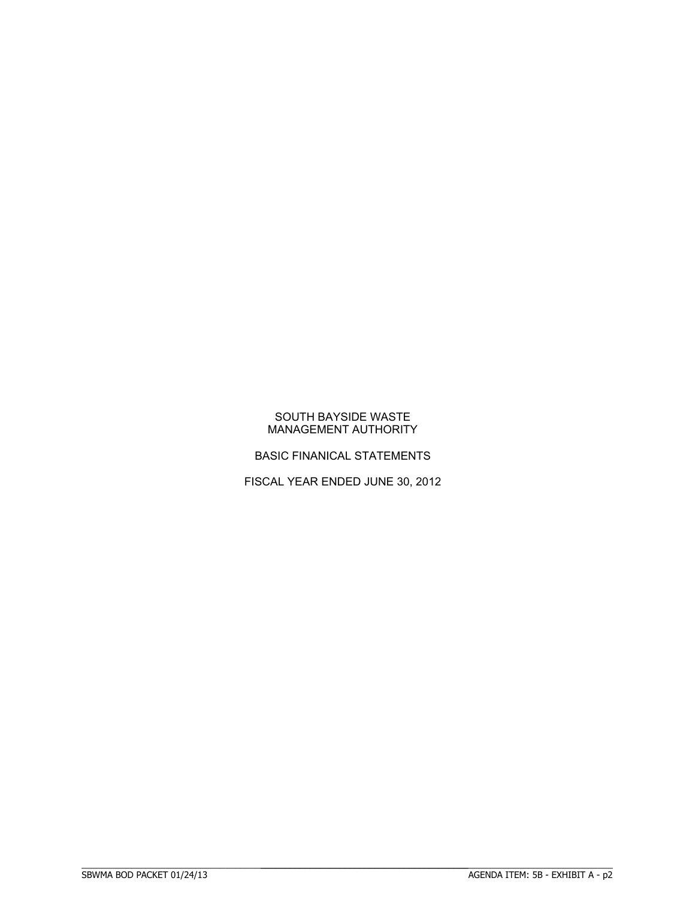SOUTH BAYSIDE WASTE MANAGEMENT AUTHORITY

BASIC FINANICAL STATEMENTS

FISCAL YEAR ENDED JUNE 30, 2012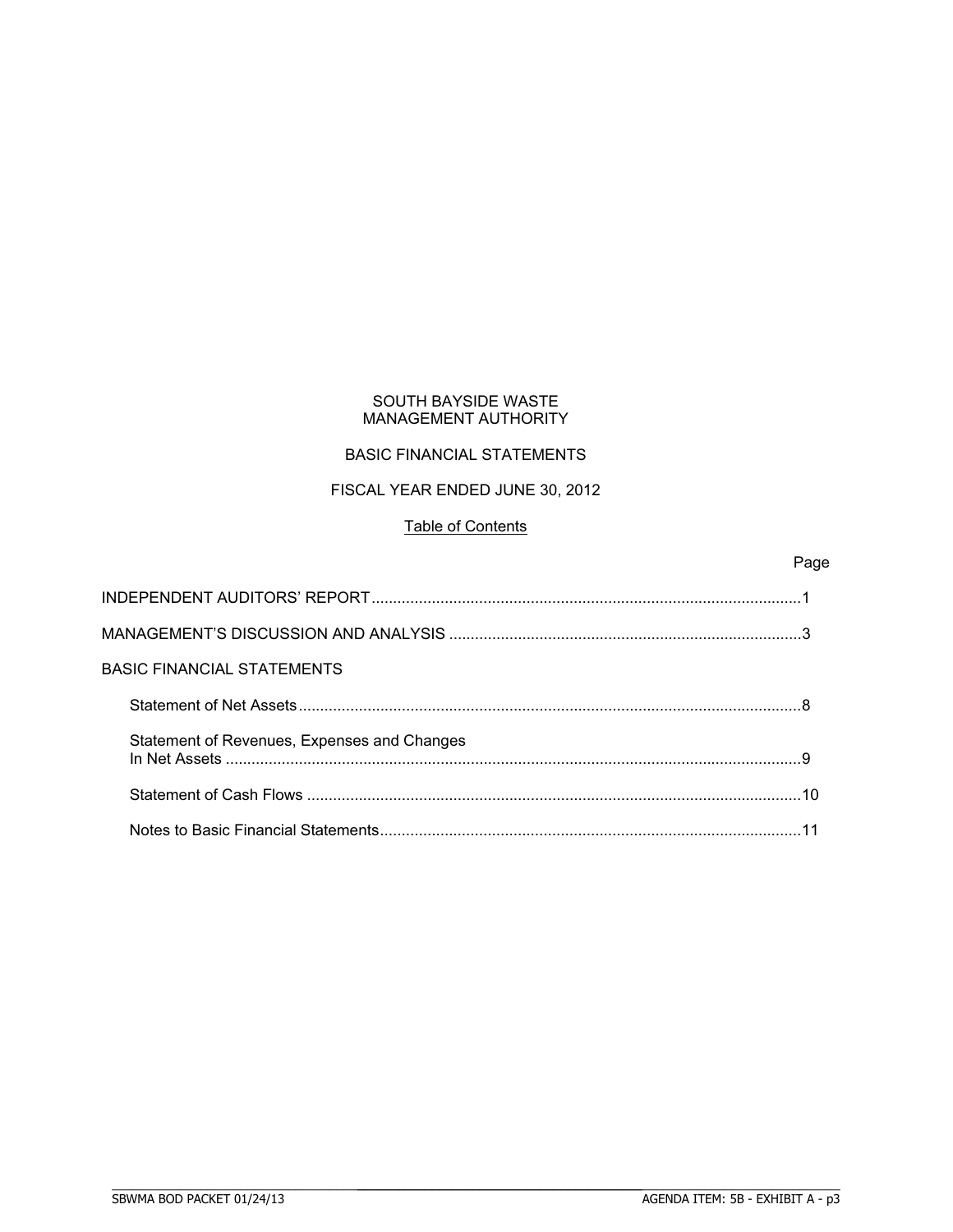# SOUTH BAYSIDE WASTE MANAGEMENT AUTHORITY

## BASIC FINANCIAL STATEMENTS

## FISCAL YEAR ENDED JUNE 30, 2012

### Table of Contents

| | Page |
|---|---|
| INDEPENDENT AUDITORS' REPORT | 1 |
| MANAGEMENT'S DISCUSSION AND ANALYSIS | 3 |
| BASIC FINANCIAL STATEMENTS | |
| Statement of Net Assets | 8 |
| Statement of Revenues, Expenses and Changes In Net Assets | 9 |
| Statement of Cash Flows | 10 |
| Notes to Basic Financial Statements | 11 |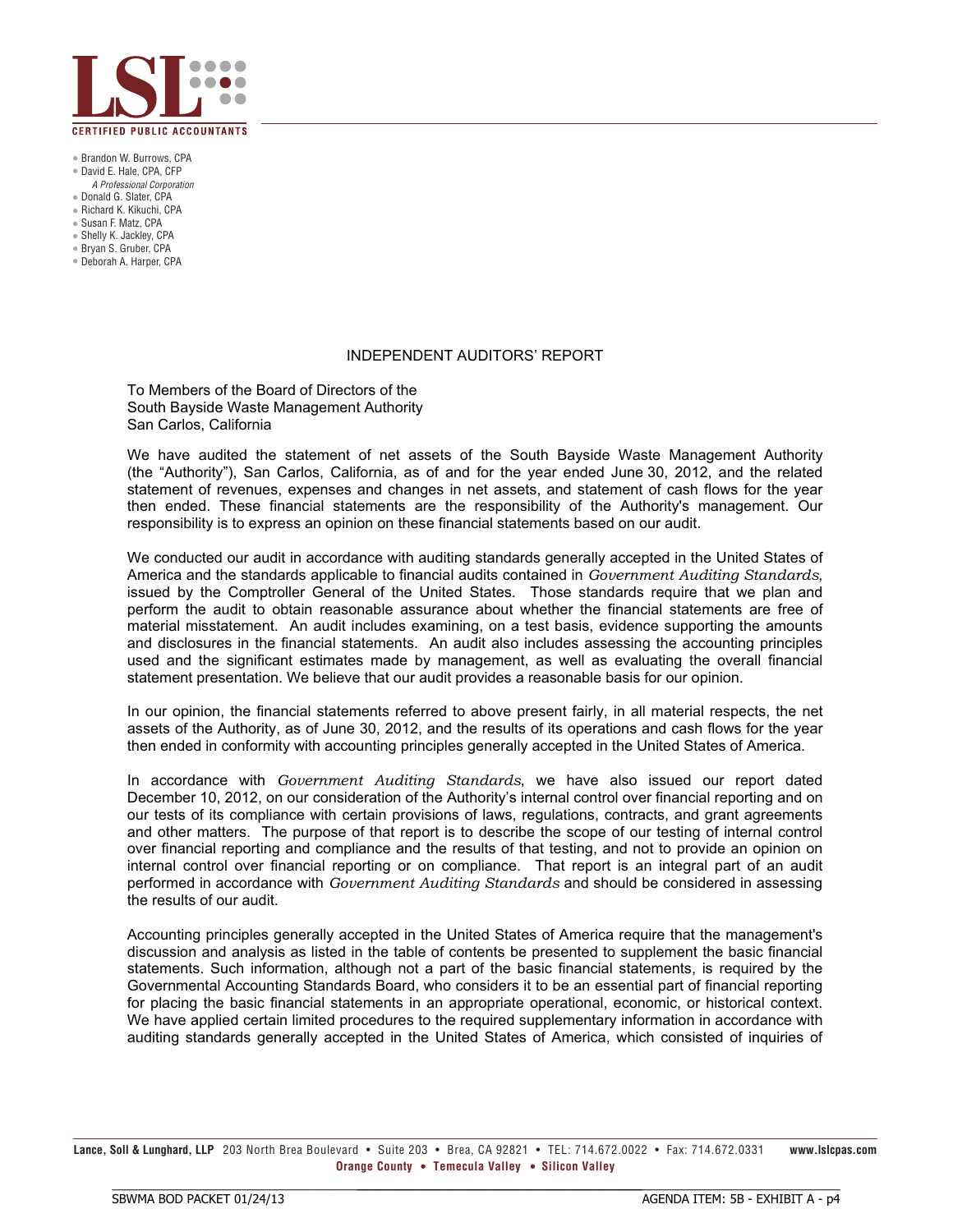**LSL**

**CERTIFIED PUBLIC ACCOUNTANTS**

- Brandon W. Burrows, CPA
- David E. Hale, CPA, CFP
  *A Professional Corporation*
- Donald G. Slater, CPA
- Richard K. Kikuchi, CPA
- Susan F. Matz, CPA
- Shelly K. Jackley, CPA
- Bryan S. Gruber, CPA
- Deborah A. Harper, CPA

## INDEPENDENT AUDITORS' REPORT

To Members of the Board of Directors of the
South Bayside Waste Management Authority
San Carlos, California

We have audited the statement of net assets of the South Bayside Waste Management Authority (the "Authority"), San Carlos, California, as of and for the year ended June 30, 2012, and the related statement of revenues, expenses and changes in net assets, and statement of cash flows for the year then ended. These financial statements are the responsibility of the Authority's management. Our responsibility is to express an opinion on these financial statements based on our audit.

We conducted our audit in accordance with auditing standards generally accepted in the United States of America and the standards applicable to financial audits contained in *Government Auditing Standards*, issued by the Comptroller General of the United States. Those standards require that we plan and perform the audit to obtain reasonable assurance about whether the financial statements are free of material misstatement. An audit includes examining, on a test basis, evidence supporting the amounts and disclosures in the financial statements. An audit also includes assessing the accounting principles used and the significant estimates made by management, as well as evaluating the overall financial statement presentation. We believe that our audit provides a reasonable basis for our opinion.

In our opinion, the financial statements referred to above present fairly, in all material respects, the net assets of the Authority, as of June 30, 2012, and the results of its operations and cash flows for the year then ended in conformity with accounting principles generally accepted in the United States of America.

In accordance with *Government Auditing Standards*, we have also issued our report dated December 10, 2012, on our consideration of the Authority's internal control over financial reporting and on our tests of its compliance with certain provisions of laws, regulations, contracts, and grant agreements and other matters. The purpose of that report is to describe the scope of our testing of internal control over financial reporting and compliance and the results of that testing, and not to provide an opinion on internal control over financial reporting or on compliance. That report is an integral part of an audit performed in accordance with *Government Auditing Standards* and should be considered in assessing the results of our audit.

Accounting principles generally accepted in the United States of America require that the management's discussion and analysis as listed in the table of contents be presented to supplement the basic financial statements. Such information, although not a part of the basic financial statements, is required by the Governmental Accounting Standards Board, who considers it to be an essential part of financial reporting for placing the basic financial statements in an appropriate operational, economic, or historical context. We have applied certain limited procedures to the required supplementary information in accordance with auditing standards generally accepted in the United States of America, which consisted of inquiries of

**Lance, Soll & Lunghard, LLP** 203 North Brea Boulevard • Suite 203 • Brea, CA 92821 • TEL: 714.672.0022 • Fax: 714.672.0331 **www.lslcpas.com**
**Orange County • Temecula Valley • Silicon Valley**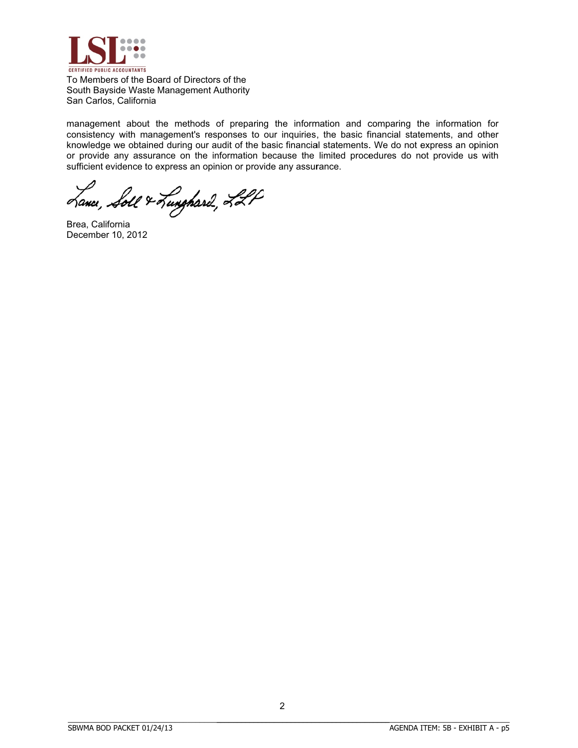To Members of the Board of Directors of the
South Bayside Waste Management Authority
San Carlos, California

management about the methods of preparing the information and comparing the information for consistency with management's responses to our inquiries, the basic financial statements, and other knowledge we obtained during our audit of the basic financial statements. We do not express an opinion or provide any assurance on the information because the limited procedures do not provide us with sufficient evidence to express an opinion or provide any assurance.

Lance, Soll & Lunghard, LLP

Brea, California
December 10, 2012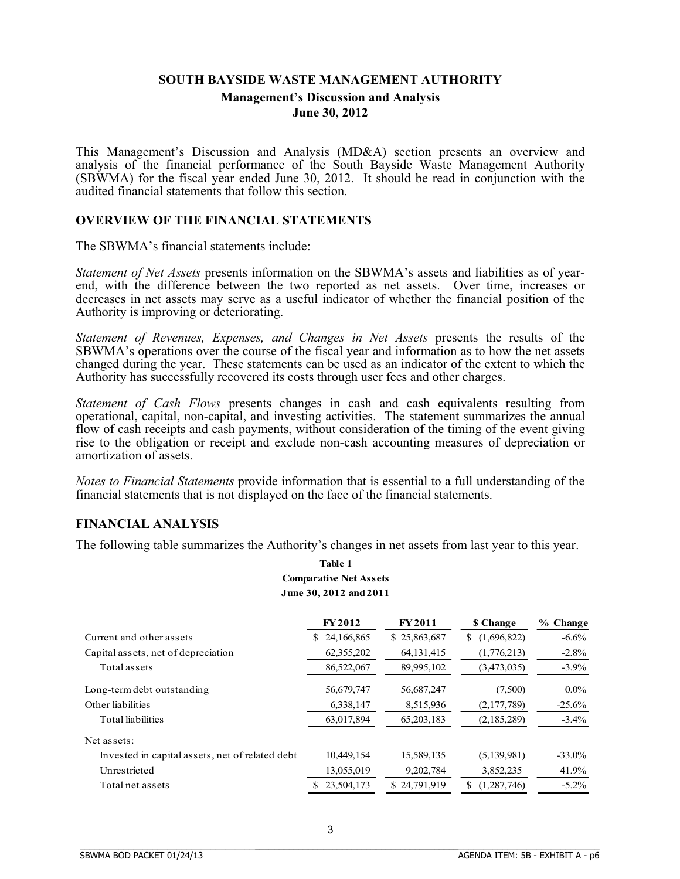# SOUTH BAYSIDE WASTE MANAGEMENT AUTHORITY

## Management's Discussion and Analysis

## June 30, 2012

This Management's Discussion and Analysis (MD&A) section presents an overview and analysis of the financial performance of the South Bayside Waste Management Authority (SBWMA) for the fiscal year ended June 30, 2012. It should be read in conjunction with the audited financial statements that follow this section.

## OVERVIEW OF THE FINANCIAL STATEMENTS

The SBWMA's financial statements include:

*Statement of Net Assets* presents information on the SBWMA's assets and liabilities as of year-end, with the difference between the two reported as net assets. Over time, increases or decreases in net assets may serve as a useful indicator of whether the financial position of the Authority is improving or deteriorating.

*Statement of Revenues, Expenses, and Changes in Net Assets* presents the results of the SBWMA's operations over the course of the fiscal year and information as to how the net assets changed during the year. These statements can be used as an indicator of the extent to which the Authority has successfully recovered its costs through user fees and other charges.

*Statement of Cash Flows* presents changes in cash and cash equivalents resulting from operational, capital, non-capital, and investing activities. The statement summarizes the annual flow of cash receipts and cash payments, without consideration of the timing of the event giving rise to the obligation or receipt and exclude non-cash accounting measures of depreciation or amortization of assets.

*Notes to Financial Statements* provide information that is essential to a full understanding of the financial statements that is not displayed on the face of the financial statements.

## FINANCIAL ANALYSIS

The following table summarizes the Authority's changes in net assets from last year to this year.

**Table 1**
**Comparative Net Assets**
**June 30, 2012 and 2011**

| | FY 2012 | FY 2011 | $ Change | % Change |
|---|---|---|---|---|
| Current and other assets | $ 24,166,865 | $ 25,863,687 | $ (1,696,822) | -6.6% |
| Capital assets, net of depreciation | 62,355,202 | 64,131,415 | (1,776,213) | -2.8% |
| Total assets | 86,522,067 | 89,995,102 | (3,473,035) | -3.9% |
| Long-term debt outstanding | 56,679,747 | 56,687,247 | (7,500) | 0.0% |
| Other liabilities | 6,338,147 | 8,515,936 | (2,177,789) | -25.6% |
| Total liabilities | 63,017,894 | 65,203,183 | (2,185,289) | -3.4% |
| Net assets: | | | | |
| Invested in capital assets, net of related debt | 10,449,154 | 15,589,135 | (5,139,981) | -33.0% |
| Unrestricted | 13,055,019 | 9,202,784 | 3,852,235 | 41.9% |
| Total net assets | $ 23,504,173 | $ 24,791,919 | $ (1,287,746) | -5.2% |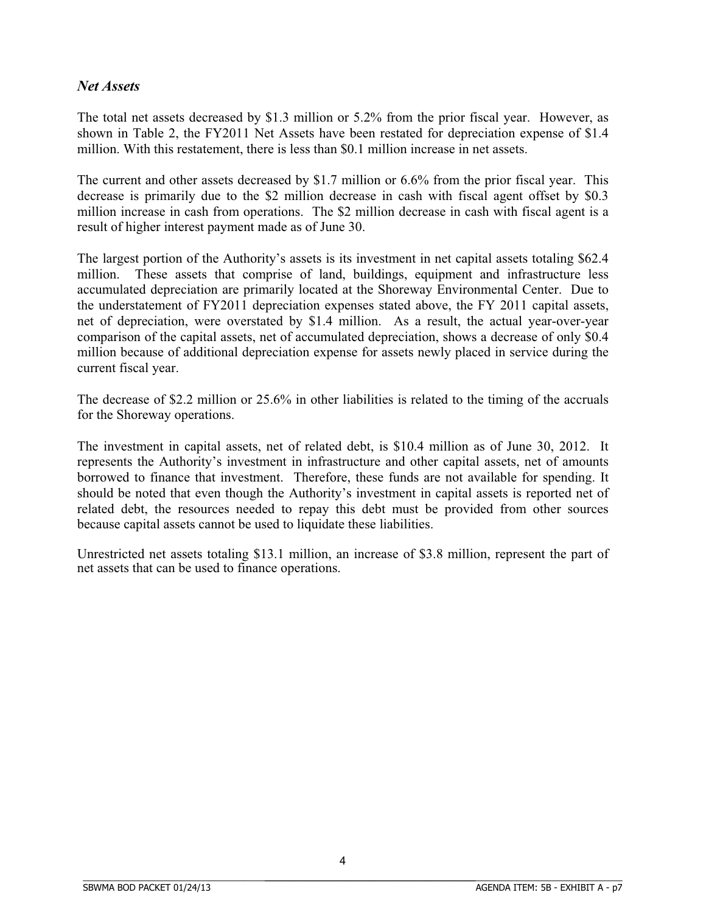### *Net Assets*

The total net assets decreased by $1.3 million or 5.2% from the prior fiscal year. However, as shown in Table 2, the FY2011 Net Assets have been restated for depreciation expense of $1.4 million. With this restatement, there is less than $0.1 million increase in net assets.

The current and other assets decreased by $1.7 million or 6.6% from the prior fiscal year. This decrease is primarily due to the $2 million decrease in cash with fiscal agent offset by $0.3 million increase in cash from operations. The $2 million decrease in cash with fiscal agent is a result of higher interest payment made as of June 30.

The largest portion of the Authority's assets is its investment in net capital assets totaling $62.4 million. These assets that comprise of land, buildings, equipment and infrastructure less accumulated depreciation are primarily located at the Shoreway Environmental Center. Due to the understatement of FY2011 depreciation expenses stated above, the FY 2011 capital assets, net of depreciation, were overstated by $1.4 million. As a result, the actual year-over-year comparison of the capital assets, net of accumulated depreciation, shows a decrease of only $0.4 million because of additional depreciation expense for assets newly placed in service during the current fiscal year.

The decrease of $2.2 million or 25.6% in other liabilities is related to the timing of the accruals for the Shoreway operations.

The investment in capital assets, net of related debt, is $10.4 million as of June 30, 2012. It represents the Authority's investment in infrastructure and other capital assets, net of amounts borrowed to finance that investment. Therefore, these funds are not available for spending. It should be noted that even though the Authority's investment in capital assets is reported net of related debt, the resources needed to repay this debt must be provided from other sources because capital assets cannot be used to liquidate these liabilities.

Unrestricted net assets totaling $13.1 million, an increase of $3.8 million, represent the part of net assets that can be used to finance operations.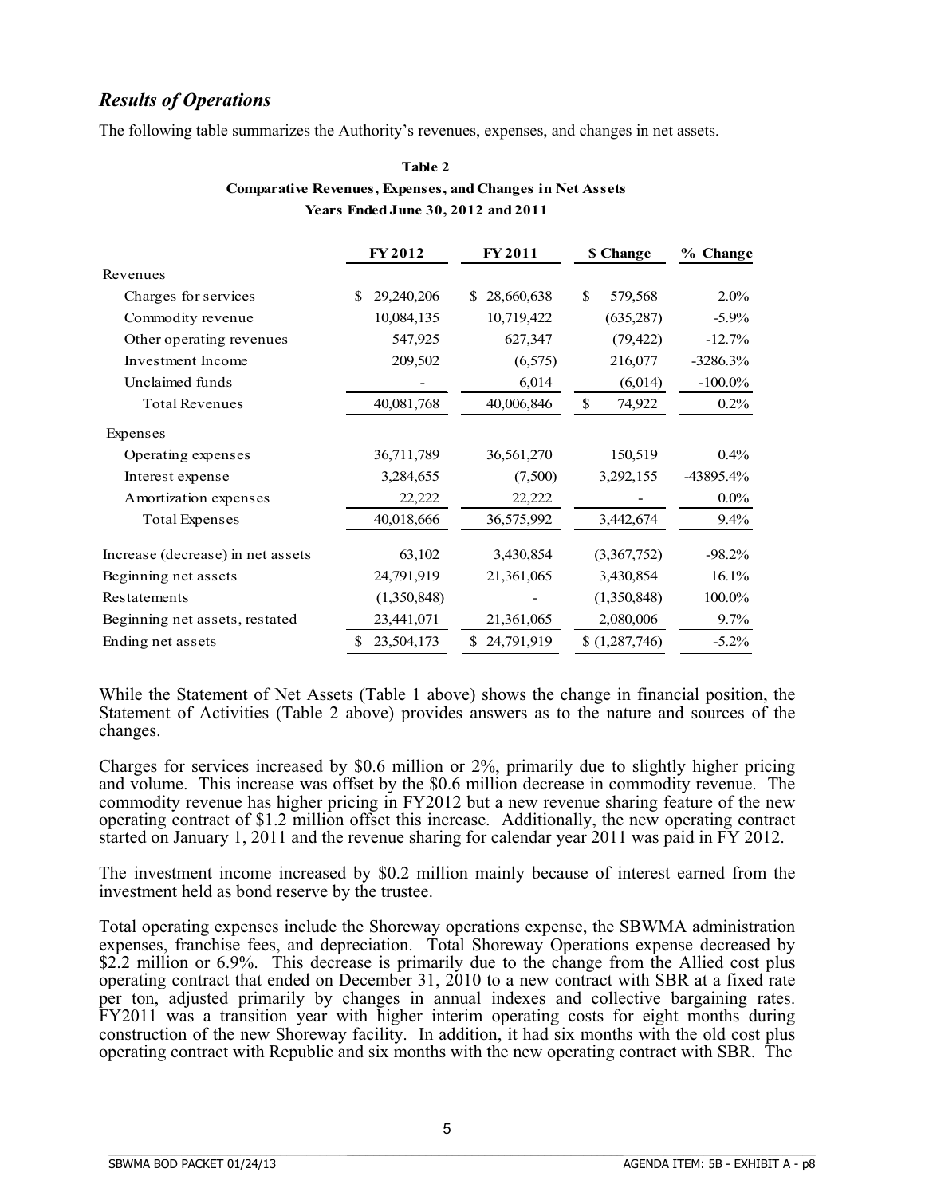## *Results of Operations*

The following table summarizes the Authority's revenues, expenses, and changes in net assets.

**Table 2**
**Comparative Revenues, Expenses, and Changes in Net Assets**
**Years Ended June 30, 2012 and 2011**

| | FY 2012 | FY 2011 | $ Change | % Change |
|---|---|---|---|---|
| Revenues | | | | |
| Charges for services | $ 29,240,206 | $ 28,660,638 | $ 579,568 | 2.0% |
| Commodity revenue | 10,084,135 | 10,719,422 | (635,287) | -5.9% |
| Other operating revenues | 547,925 | 627,347 | (79,422) | -12.7% |
| Investment Income | 209,502 | (6,575) | 216,077 | -3286.3% |
| Unclaimed funds | - | 6,014 | (6,014) | -100.0% |
| Total Revenues | 40,081,768 | 40,006,846 | $ 74,922 | 0.2% |
| Expenses | | | | |
| Operating expenses | 36,711,789 | 36,561,270 | 150,519 | 0.4% |
| Interest expense | 3,284,655 | (7,500) | 3,292,155 | -43895.4% |
| Amortization expenses | 22,222 | 22,222 | - | 0.0% |
| Total Expenses | 40,018,666 | 36,575,992 | 3,442,674 | 9.4% |
| Increase (decrease) in net assets | 63,102 | 3,430,854 | (3,367,752) | -98.2% |
| Beginning net assets | 24,791,919 | 21,361,065 | 3,430,854 | 16.1% |
| Restatements | (1,350,848) | - | (1,350,848) | 100.0% |
| Beginning net assets, restated | 23,441,071 | 21,361,065 | 2,080,006 | 9.7% |
| Ending net assets | $ 23,504,173 | $ 24,791,919 | $ (1,287,746) | -5.2% |

While the Statement of Net Assets (Table 1 above) shows the change in financial position, the Statement of Activities (Table 2 above) provides answers as to the nature and sources of the changes.

Charges for services increased by $0.6 million or 2%, primarily due to slightly higher pricing and volume. This increase was offset by the $0.6 million decrease in commodity revenue. The commodity revenue has higher pricing in FY2012 but a new revenue sharing feature of the new operating contract of $1.2 million offset this increase. Additionally, the new operating contract started on January 1, 2011 and the revenue sharing for calendar year 2011 was paid in FY 2012.

The investment income increased by $0.2 million mainly because of interest earned from the investment held as bond reserve by the trustee.

Total operating expenses include the Shoreway operations expense, the SBWMA administration expenses, franchise fees, and depreciation. Total Shoreway Operations expense decreased by $2.2 million or 6.9%. This decrease is primarily due to the change from the Allied cost plus operating contract that ended on December 31, 2010 to a new contract with SBR at a fixed rate per ton, adjusted primarily by changes in annual indexes and collective bargaining rates. FY2011 was a transition year with higher interim operating costs for eight months during construction of the new Shoreway facility. In addition, it had six months with the old cost plus operating contract with Republic and six months with the new operating contract with SBR. The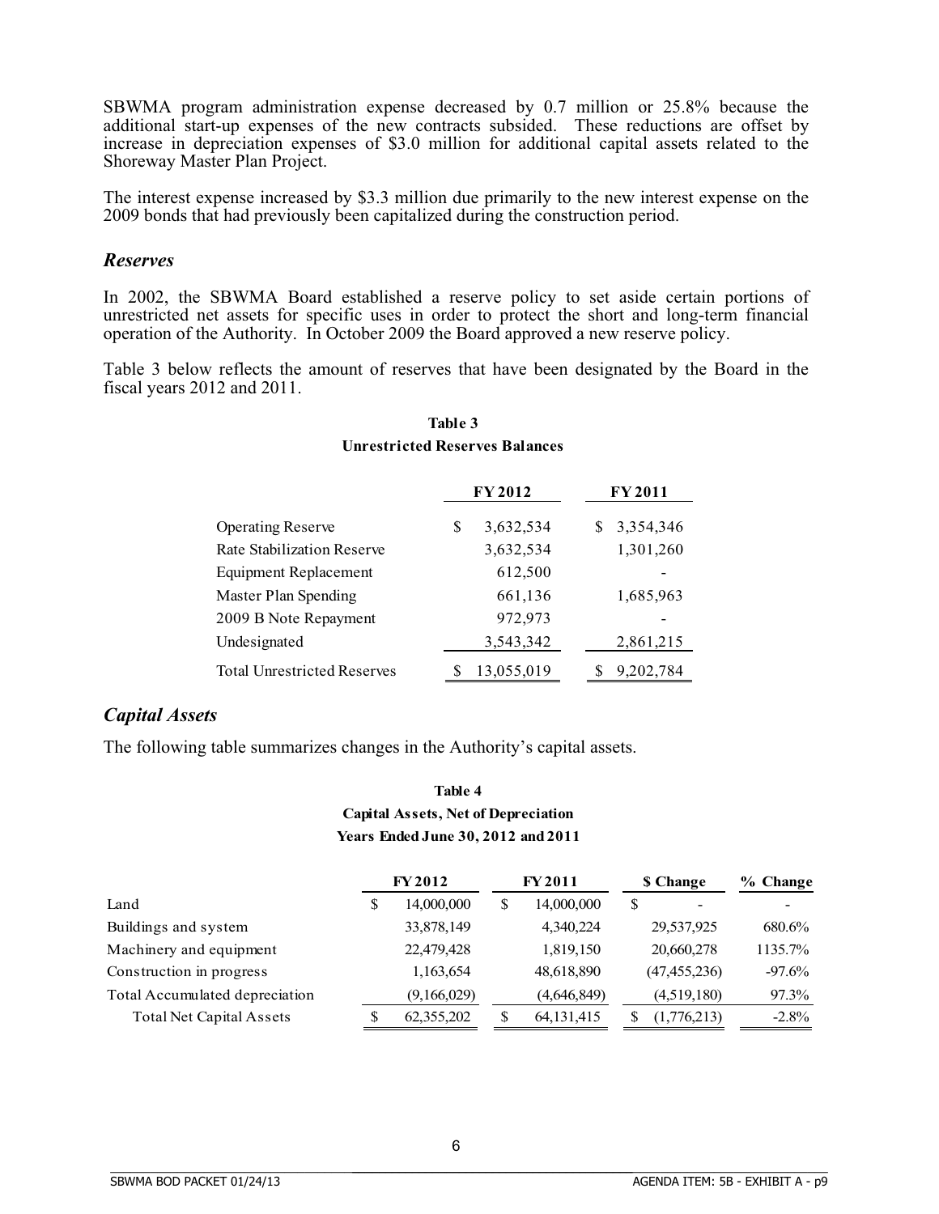SBWMA program administration expense decreased by 0.7 million or 25.8% because the additional start-up expenses of the new contracts subsided. These reductions are offset by increase in depreciation expenses of $3.0 million for additional capital assets related to the Shoreway Master Plan Project.

The interest expense increased by $3.3 million due primarily to the new interest expense on the 2009 bonds that had previously been capitalized during the construction period.

## *Reserves*

In 2002, the SBWMA Board established a reserve policy to set aside certain portions of unrestricted net assets for specific uses in order to protect the short and long-term financial operation of the Authority. In October 2009 the Board approved a new reserve policy.

Table 3 below reflects the amount of reserves that have been designated by the Board in the fiscal years 2012 and 2011.

**Table 3**
**Unrestricted Reserves Balances**

| | FY 2012 | FY 2011 |
|---|---|---|
| Operating Reserve | $ 3,632,534 | $ 3,354,346 |
| Rate Stabilization Reserve | 3,632,534 | 1,301,260 |
| Equipment Replacement | 612,500 | - |
| Master Plan Spending | 661,136 | 1,685,963 |
| 2009 B Note Repayment | 972,973 | - |
| Undesignated | 3,543,342 | 2,861,215 |
| Total Unrestricted Reserves | $ 13,055,019 | $ 9,202,784 |

## *Capital Assets*

The following table summarizes changes in the Authority's capital assets.

**Table 4**
**Capital Assets, Net of Depreciation**
**Years Ended June 30, 2012 and 2011**

| | FY 2012 | FY 2011 | $ Change | % Change |
|---|---|---|---|---|
| Land | $ 14,000,000 | $ 14,000,000 | $ - | - |
| Buildings and system | 33,878,149 | 4,340,224 | 29,537,925 | 680.6% |
| Machinery and equipment | 22,479,428 | 1,819,150 | 20,660,278 | 1135.7% |
| Construction in progress | 1,163,654 | 48,618,890 | (47,455,236) | -97.6% |
| Total Accumulated depreciation | (9,166,029) | (4,646,849) | (4,519,180) | 97.3% |
| Total Net Capital Assets | $ 62,355,202 | $ 64,131,415 | $ (1,776,213) | -2.8% |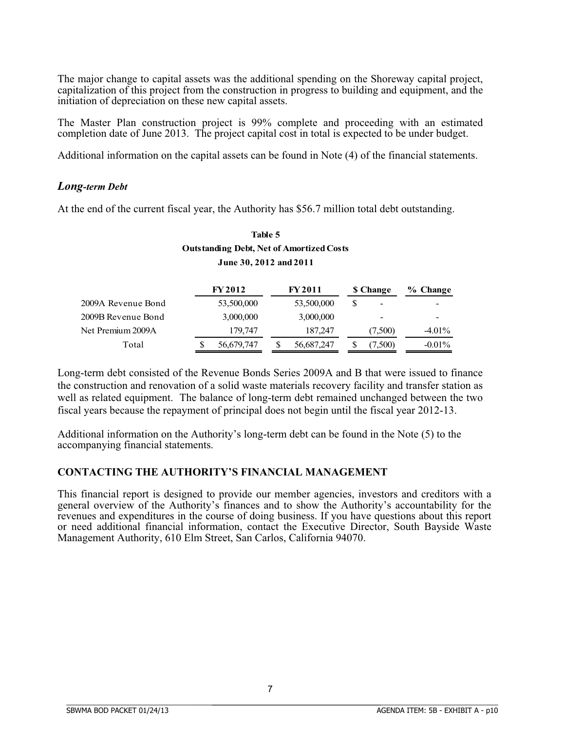The major change to capital assets was the additional spending on the Shoreway capital project, capitalization of this project from the construction in progress to building and equipment, and the initiation of depreciation on these new capital assets.

The Master Plan construction project is 99% complete and proceeding with an estimated completion date of June 2013. The project capital cost in total is expected to be under budget.

Additional information on the capital assets can be found in Note (4) of the financial statements.

### ***Long-term Debt***

At the end of the current fiscal year, the Authority has $56.7 million total debt outstanding.

**Table 5**
**Outstanding Debt, Net of Amortized Costs**
**June 30, 2012 and 2011**

| | FY 2012 | FY 2011 | $ Change | % Change |
|---|---|---|---|---|
| 2009A Revenue Bond | 53,500,000 | 53,500,000 | $ - | - |
| 2009B Revenue Bond | 3,000,000 | 3,000,000 | - | - |
| Net Premium 2009A | 179,747 | 187,247 | (7,500) | -4.01% |
| Total | $ 56,679,747 | $ 56,687,247 | $ (7,500) | -0.01% |

Long-term debt consisted of the Revenue Bonds Series 2009A and B that were issued to finance the construction and renovation of a solid waste materials recovery facility and transfer station as well as related equipment. The balance of long-term debt remained unchanged between the two fiscal years because the repayment of principal does not begin until the fiscal year 2012-13.

Additional information on the Authority's long-term debt can be found in the Note (5) to the accompanying financial statements.

## CONTACTING THE AUTHORITY'S FINANCIAL MANAGEMENT

This financial report is designed to provide our member agencies, investors and creditors with a general overview of the Authority's finances and to show the Authority's accountability for the revenues and expenditures in the course of doing business. If you have questions about this report or need additional financial information, contact the Executive Director, South Bayside Waste Management Authority, 610 Elm Street, San Carlos, California 94070.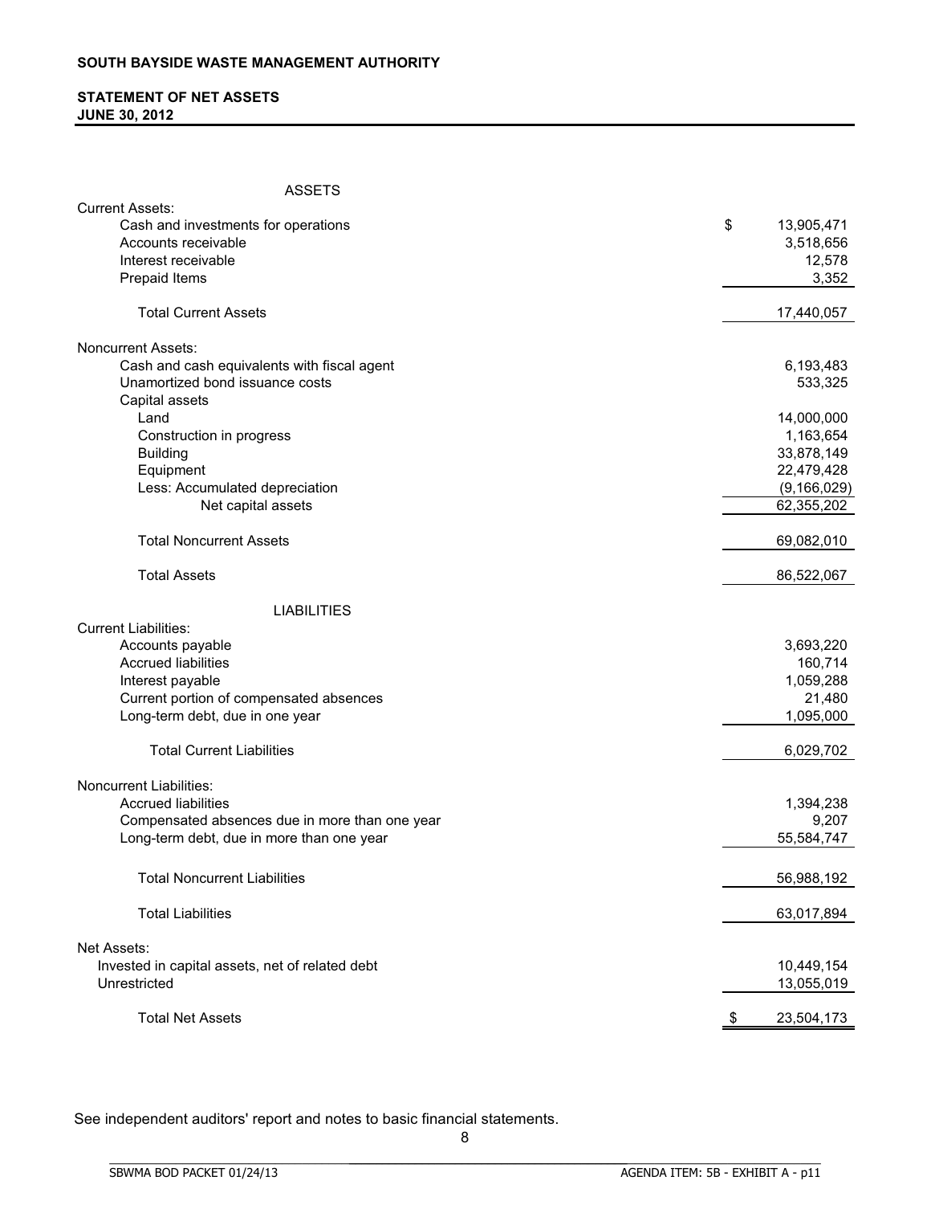**SOUTH BAYSIDE WASTE MANAGEMENT AUTHORITY**

**STATEMENT OF NET ASSETS**
**JUNE 30, 2012**

| | |
|---|---|
| ASSETS | |
| Current Assets: | |
| Cash and investments for operations | $ 13,905,471 |
| Accounts receivable | 3,518,656 |
| Interest receivable | 12,578 |
| Prepaid Items | 3,352 |
| Total Current Assets | 17,440,057 |
| Noncurrent Assets: | |
| Cash and cash equivalents with fiscal agent | 6,193,483 |
| Unamortized bond issuance costs | 533,325 |
| Capital assets | |
| Land | 14,000,000 |
| Construction in progress | 1,163,654 |
| Building | 33,878,149 |
| Equipment | 22,479,428 |
| Less: Accumulated depreciation | (9,166,029) |
| Net capital assets | 62,355,202 |
| Total Noncurrent Assets | 69,082,010 |
| Total Assets | 86,522,067 |
| LIABILITIES | |
| Current Liabilities: | |
| Accounts payable | 3,693,220 |
| Accrued liabilities | 160,714 |
| Interest payable | 1,059,288 |
| Current portion of compensated absences | 21,480 |
| Long-term debt, due in one year | 1,095,000 |
| Total Current Liabilities | 6,029,702 |
| Noncurrent Liabilities: | |
| Accrued liabilities | 1,394,238 |
| Compensated absences due in more than one year | 9,207 |
| Long-term debt, due in more than one year | 55,584,747 |
| Total Noncurrent Liabilities | 56,988,192 |
| Total Liabilities | 63,017,894 |
| Net Assets: | |
| Invested in capital assets, net of related debt | 10,449,154 |
| Unrestricted | 13,055,019 |
| Total Net Assets | $ 23,504,173 |

See independent auditors' report and notes to basic financial statements.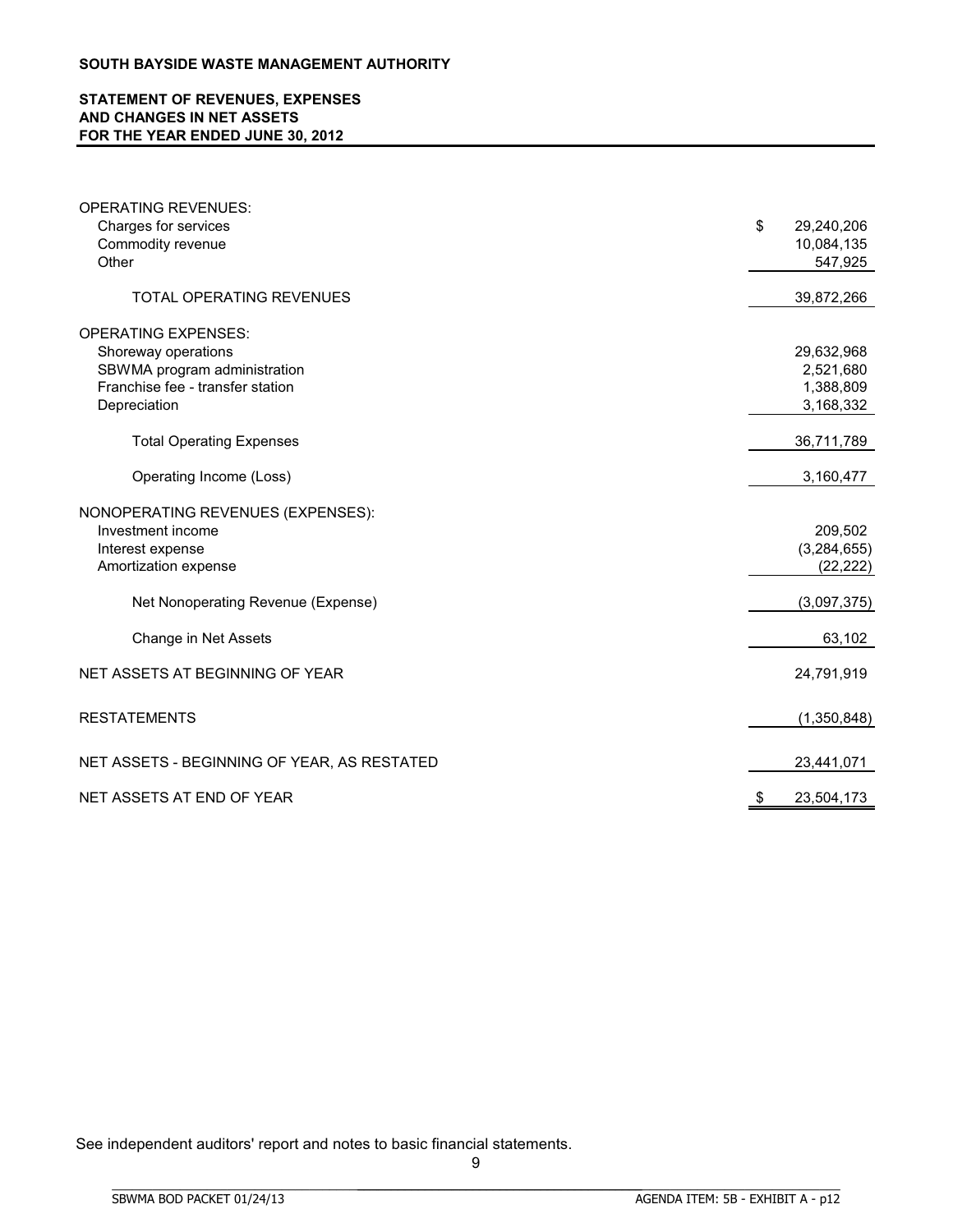**SOUTH BAYSIDE WASTE MANAGEMENT AUTHORITY**

**STATEMENT OF REVENUES, EXPENSES AND CHANGES IN NET ASSETS FOR THE YEAR ENDED JUNE 30, 2012**

| | |
|---|---|
| OPERATING REVENUES: | |
| Charges for services | $ 29,240,206 |
| Commodity revenue | 10,084,135 |
| Other | 547,925 |
| TOTAL OPERATING REVENUES | 39,872,266 |
| OPERATING EXPENSES: | |
| Shoreway operations | 29,632,968 |
| SBWMA program administration | 2,521,680 |
| Franchise fee - transfer station | 1,388,809 |
| Depreciation | 3,168,332 |
| Total Operating Expenses | 36,711,789 |
| Operating Income (Loss) | 3,160,477 |
| NONOPERATING REVENUES (EXPENSES): | |
| Investment income | 209,502 |
| Interest expense | (3,284,655) |
| Amortization expense | (22,222) |
| Net Nonoperating Revenue (Expense) | (3,097,375) |
| Change in Net Assets | 63,102 |
| NET ASSETS AT BEGINNING OF YEAR | 24,791,919 |
| RESTATEMENTS | (1,350,848) |
| NET ASSETS - BEGINNING OF YEAR, AS RESTATED | 23,441,071 |
| NET ASSETS AT END OF YEAR | $ 23,504,173 |

See independent auditors' report and notes to basic financial statements.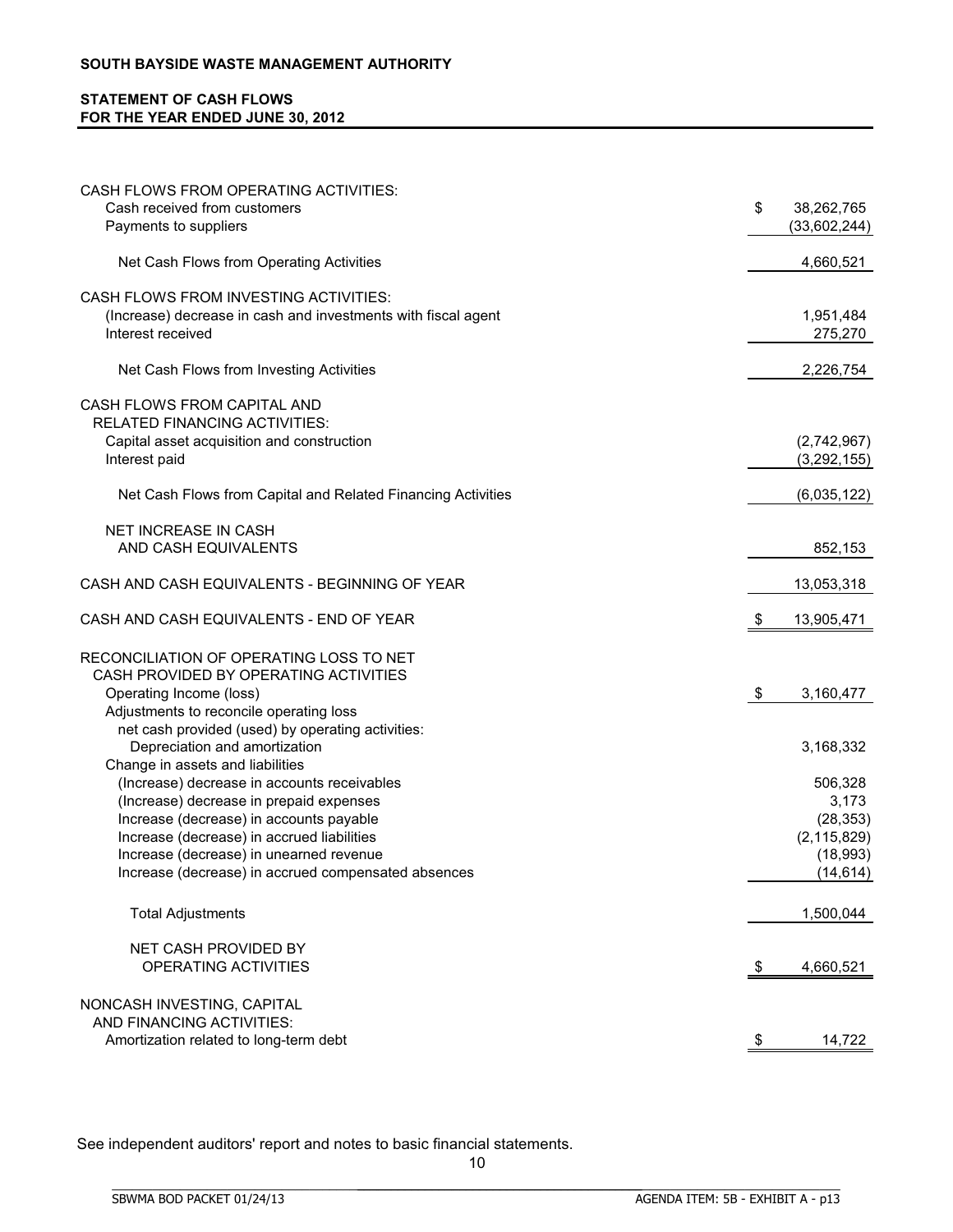**SOUTH BAYSIDE WASTE MANAGEMENT AUTHORITY**

**STATEMENT OF CASH FLOWS**
**FOR THE YEAR ENDED JUNE 30, 2012**

| | |
|---|---|
| CASH FLOWS FROM OPERATING ACTIVITIES: | |
| Cash received from customers | $ 38,262,765 |
| Payments to suppliers | (33,602,244) |
| Net Cash Flows from Operating Activities | 4,660,521 |
| CASH FLOWS FROM INVESTING ACTIVITIES: | |
| (Increase) decrease in cash and investments with fiscal agent | 1,951,484 |
| Interest received | 275,270 |
| Net Cash Flows from Investing Activities | 2,226,754 |
| CASH FLOWS FROM CAPITAL AND RELATED FINANCING ACTIVITIES: | |
| Capital asset acquisition and construction | (2,742,967) |
| Interest paid | (3,292,155) |
| Net Cash Flows from Capital and Related Financing Activities | (6,035,122) |
| NET INCREASE IN CASH AND CASH EQUIVALENTS | 852,153 |
| CASH AND CASH EQUIVALENTS - BEGINNING OF YEAR | 13,053,318 |
| CASH AND CASH EQUIVALENTS - END OF YEAR | $ 13,905,471 |
| RECONCILIATION OF OPERATING LOSS TO NET CASH PROVIDED BY OPERATING ACTIVITIES | |
| Operating Income (loss) | $ 3,160,477 |
| Adjustments to reconcile operating loss net cash provided (used) by operating activities: | |
| Depreciation and amortization | 3,168,332 |
| Change in assets and liabilities | |
| (Increase) decrease in accounts receivables | 506,328 |
| (Increase) decrease in prepaid expenses | 3,173 |
| Increase (decrease) in accounts payable | (28,353) |
| Increase (decrease) in accrued liabilities | (2,115,829) |
| Increase (decrease) in unearned revenue | (18,993) |
| Increase (decrease) in accrued compensated absences | (14,614) |
| Total Adjustments | 1,500,044 |
| NET CASH PROVIDED BY OPERATING ACTIVITIES | $ 4,660,521 |
| NONCASH INVESTING, CAPITAL AND FINANCING ACTIVITIES: | |
| Amortization related to long-term debt | $ 14,722 |

See independent auditors' report and notes to basic financial statements.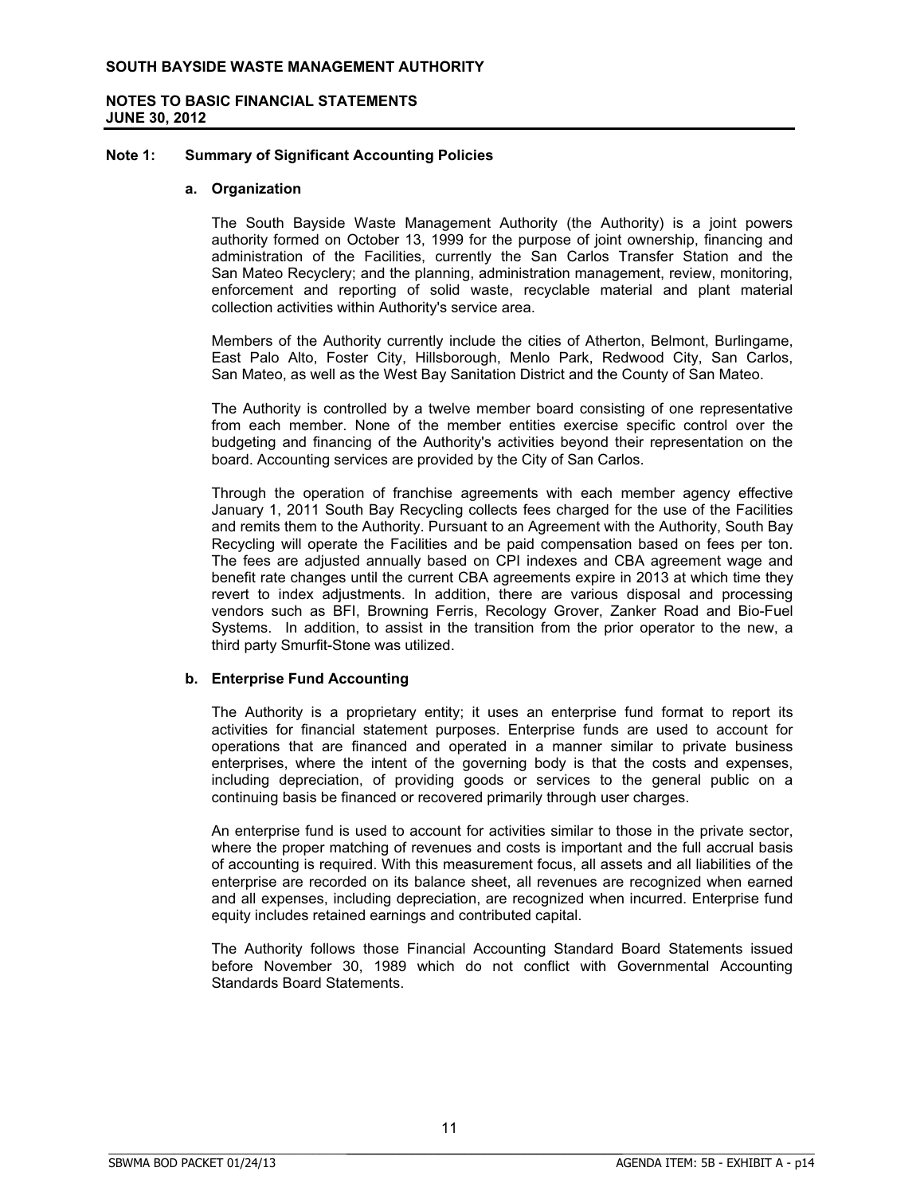**SOUTH BAYSIDE WASTE MANAGEMENT AUTHORITY**

**NOTES TO BASIC FINANCIAL STATEMENTS**
**JUNE 30, 2012**

## Note 1: Summary of Significant Accounting Policies

### a. Organization

The South Bayside Waste Management Authority (the Authority) is a joint powers authority formed on October 13, 1999 for the purpose of joint ownership, financing and administration of the Facilities, currently the San Carlos Transfer Station and the San Mateo Recyclery; and the planning, administration management, review, monitoring, enforcement and reporting of solid waste, recyclable material and plant material collection activities within Authority's service area.

Members of the Authority currently include the cities of Atherton, Belmont, Burlingame, East Palo Alto, Foster City, Hillsborough, Menlo Park, Redwood City, San Carlos, San Mateo, as well as the West Bay Sanitation District and the County of San Mateo.

The Authority is controlled by a twelve member board consisting of one representative from each member. None of the member entities exercise specific control over the budgeting and financing of the Authority's activities beyond their representation on the board. Accounting services are provided by the City of San Carlos.

Through the operation of franchise agreements with each member agency effective January 1, 2011 South Bay Recycling collects fees charged for the use of the Facilities and remits them to the Authority. Pursuant to an Agreement with the Authority, South Bay Recycling will operate the Facilities and be paid compensation based on fees per ton. The fees are adjusted annually based on CPI indexes and CBA agreement wage and benefit rate changes until the current CBA agreements expire in 2013 at which time they revert to index adjustments. In addition, there are various disposal and processing vendors such as BFI, Browning Ferris, Recology Grover, Zanker Road and Bio-Fuel Systems. In addition, to assist in the transition from the prior operator to the new, a third party Smurfit-Stone was utilized.

### b. Enterprise Fund Accounting

The Authority is a proprietary entity; it uses an enterprise fund format to report its activities for financial statement purposes. Enterprise funds are used to account for operations that are financed and operated in a manner similar to private business enterprises, where the intent of the governing body is that the costs and expenses, including depreciation, of providing goods or services to the general public on a continuing basis be financed or recovered primarily through user charges.

An enterprise fund is used to account for activities similar to those in the private sector, where the proper matching of revenues and costs is important and the full accrual basis of accounting is required. With this measurement focus, all assets and all liabilities of the enterprise are recorded on its balance sheet, all revenues are recognized when earned and all expenses, including depreciation, are recognized when incurred. Enterprise fund equity includes retained earnings and contributed capital.

The Authority follows those Financial Accounting Standard Board Statements issued before November 30, 1989 which do not conflict with Governmental Accounting Standards Board Statements.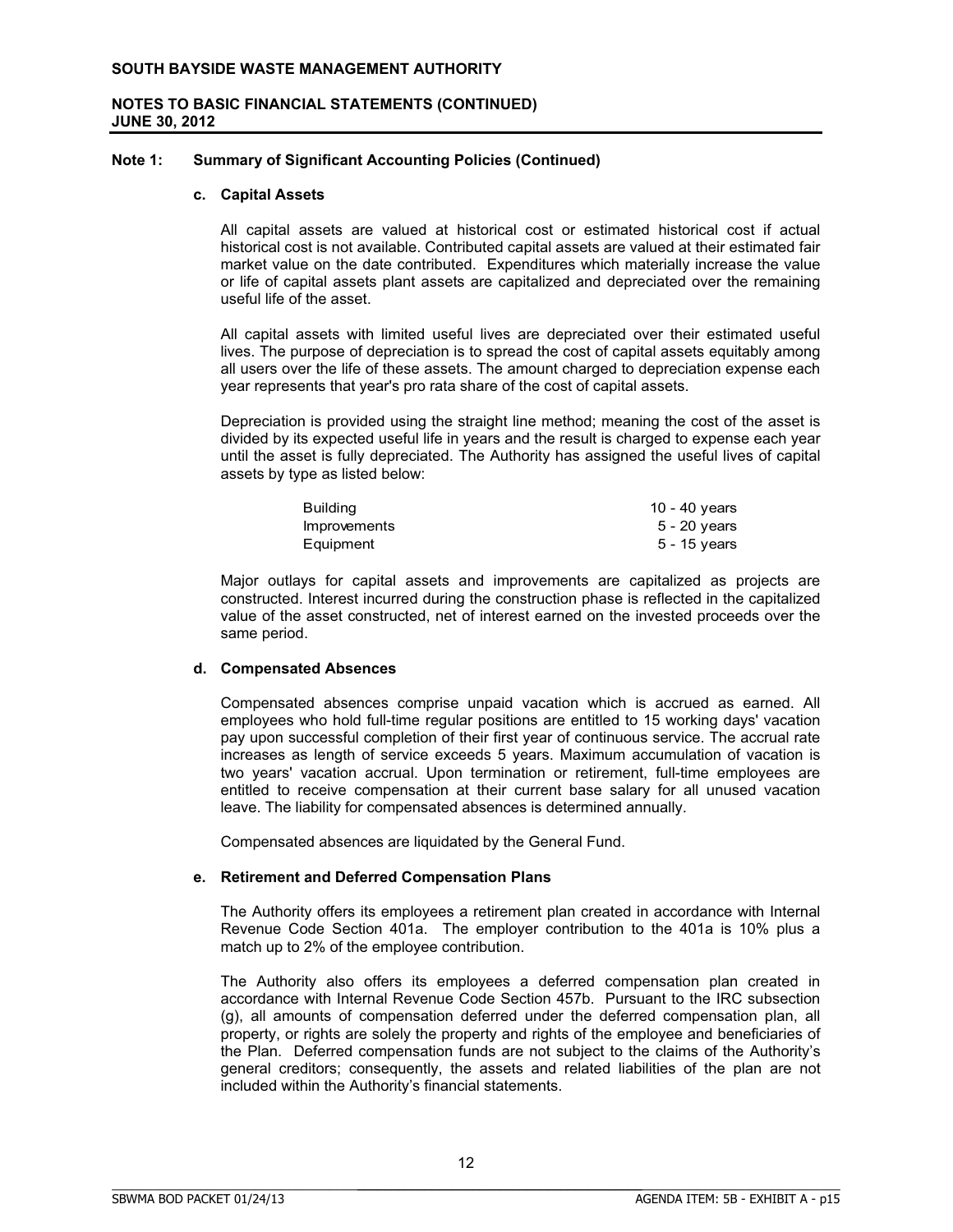## Note 1: Summary of Significant Accounting Policies (Continued)

### c. Capital Assets

All capital assets are valued at historical cost or estimated historical cost if actual historical cost is not available. Contributed capital assets are valued at their estimated fair market value on the date contributed. Expenditures which materially increase the value or life of capital assets plant assets are capitalized and depreciated over the remaining useful life of the asset.

All capital assets with limited useful lives are depreciated over their estimated useful lives. The purpose of depreciation is to spread the cost of capital assets equitably among all users over the life of these assets. The amount charged to depreciation expense each year represents that year's pro rata share of the cost of capital assets.

Depreciation is provided using the straight line method; meaning the cost of the asset is divided by its expected useful life in years and the result is charged to expense each year until the asset is fully depreciated. The Authority has assigned the useful lives of capital assets by type as listed below:

| | |
|---|---|
| Building | 10 - 40 years |
| Improvements | 5 - 20 years |
| Equipment | 5 - 15 years |

Major outlays for capital assets and improvements are capitalized as projects are constructed. Interest incurred during the construction phase is reflected in the capitalized value of the asset constructed, net of interest earned on the invested proceeds over the same period.

### d. Compensated Absences

Compensated absences comprise unpaid vacation which is accrued as earned. All employees who hold full-time regular positions are entitled to 15 working days' vacation pay upon successful completion of their first year of continuous service. The accrual rate increases as length of service exceeds 5 years. Maximum accumulation of vacation is two years' vacation accrual. Upon termination or retirement, full-time employees are entitled to receive compensation at their current base salary for all unused vacation leave. The liability for compensated absences is determined annually.

Compensated absences are liquidated by the General Fund.

### e. Retirement and Deferred Compensation Plans

The Authority offers its employees a retirement plan created in accordance with Internal Revenue Code Section 401a. The employer contribution to the 401a is 10% plus a match up to 2% of the employee contribution.

The Authority also offers its employees a deferred compensation plan created in accordance with Internal Revenue Code Section 457b. Pursuant to the IRC subsection (g), all amounts of compensation deferred under the deferred compensation plan, all property, or rights are solely the property and rights of the employee and beneficiaries of the Plan. Deferred compensation funds are not subject to the claims of the Authority's general creditors; consequently, the assets and related liabilities of the plan are not included within the Authority's financial statements.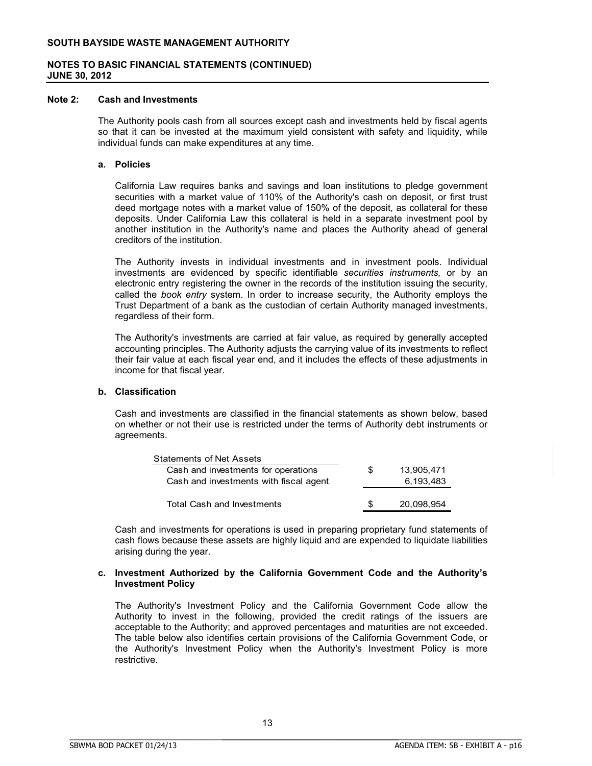## Note 2: Cash and Investments

The Authority pools cash from all sources except cash and investments held by fiscal agents so that it can be invested at the maximum yield consistent with safety and liquidity, while individual funds can make expenditures at any time.

### a. Policies

California Law requires banks and savings and loan institutions to pledge government securities with a market value of 110% of the Authority's cash on deposit, or first trust deed mortgage notes with a market value of 150% of the deposit, as collateral for these deposits. Under California Law this collateral is held in a separate investment pool by another institution in the Authority's name and places the Authority ahead of general creditors of the institution.

The Authority invests in individual investments and in investment pools. Individual investments are evidenced by specific identifiable *securities instruments,* or by an electronic entry registering the owner in the records of the institution issuing the security, called the *book entry* system. In order to increase security, the Authority employs the Trust Department of a bank as the custodian of certain Authority managed investments, regardless of their form.

The Authority's investments are carried at fair value, as required by generally accepted accounting principles. The Authority adjusts the carrying value of its investments to reflect their fair value at each fiscal year end, and it includes the effects of these adjustments in income for that fiscal year.

### b. Classification

Cash and investments are classified in the financial statements as shown below, based on whether or not their use is restricted under the terms of Authority debt instruments or agreements.

| Statements of Net Assets | | |
|---|---|---|
| Cash and investments for operations | $ | 13,905,471 |
| Cash and investments with fiscal agent | | 6,193,483 |
| Total Cash and Investments | $ | 20,098,954 |

Cash and investments for operations is used in preparing proprietary fund statements of cash flows because these assets are highly liquid and are expended to liquidate liabilities arising during the year.

### c. Investment Authorized by the California Government Code and the Authority's Investment Policy

The Authority's Investment Policy and the California Government Code allow the Authority to invest in the following, provided the credit ratings of the issuers are acceptable to the Authority; and approved percentages and maturities are not exceeded. The table below also identifies certain provisions of the California Government Code, or the Authority's Investment Policy when the Authority's Investment Policy is more restrictive.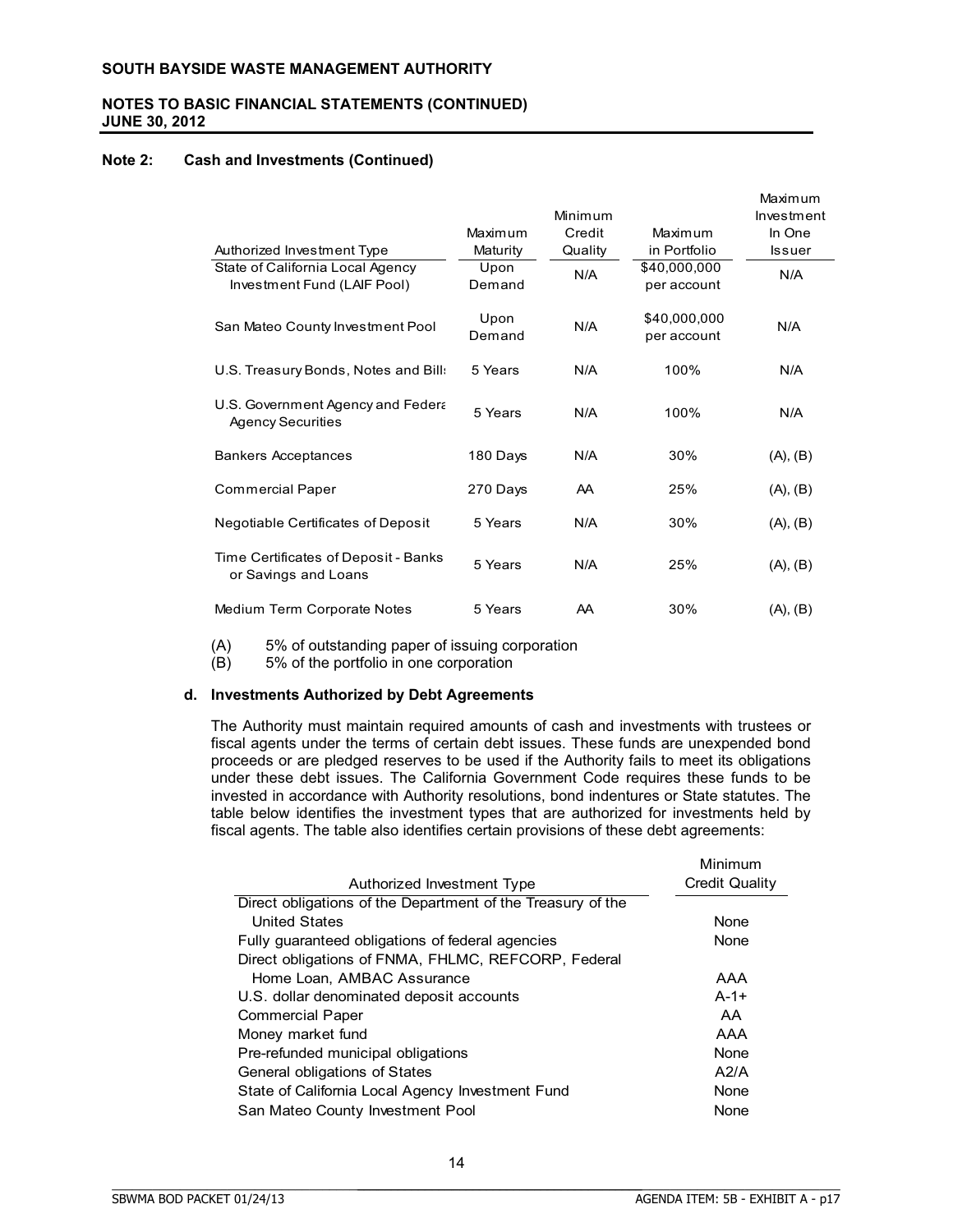**SOUTH BAYSIDE WASTE MANAGEMENT AUTHORITY**

**NOTES TO BASIC FINANCIAL STATEMENTS (CONTINUED)**
**JUNE 30, 2012**

**Note 2: Cash and Investments (Continued)**

| Authorized Investment Type | Maximum Maturity | Minimum Credit Quality | Maximum in Portfolio | Maximum Investment In One Issuer |
|---|---|---|---|---|
| State of California Local Agency Investment Fund (LAIF Pool) | Upon Demand | N/A | $40,000,000 per account | N/A |
| San Mateo County Investment Pool | Upon Demand | N/A | $40,000,000 per account | N/A |
| U.S. Treasury Bonds, Notes and Bills | 5 Years | N/A | 100% | N/A |
| U.S. Government Agency and Federal Agency Securities | 5 Years | N/A | 100% | N/A |
| Bankers Acceptances | 180 Days | N/A | 30% | (A), (B) |
| Commercial Paper | 270 Days | AA | 25% | (A), (B) |
| Negotiable Certificates of Deposit | 5 Years | N/A | 30% | (A), (B) |
| Time Certificates of Deposit - Banks or Savings and Loans | 5 Years | N/A | 25% | (A), (B) |
| Medium Term Corporate Notes | 5 Years | AA | 30% | (A), (B) |

(A) 5% of outstanding paper of issuing corporation
(B) 5% of the portfolio in one corporation

**d. Investments Authorized by Debt Agreements**

The Authority must maintain required amounts of cash and investments with trustees or fiscal agents under the terms of certain debt issues. These funds are unexpended bond proceeds or are pledged reserves to be used if the Authority fails to meet its obligations under these debt issues. The California Government Code requires these funds to be invested in accordance with Authority resolutions, bond indentures or State statutes. The table below identifies the investment types that are authorized for investments held by fiscal agents. The table also identifies certain provisions of these debt agreements:

| Authorized Investment Type | Minimum Credit Quality |
|---|---|
| Direct obligations of the Department of the Treasury of the United States | None |
| Fully guaranteed obligations of federal agencies | None |
| Direct obligations of FNMA, FHLMC, REFCORP, Federal Home Loan, AMBAC Assurance | AAA |
| U.S. dollar denominated deposit accounts | A-1+ |
| Commercial Paper | AA |
| Money market fund | AAA |
| Pre-refunded municipal obligations | None |
| General obligations of States | A2/A |
| State of California Local Agency Investment Fund | None |
| San Mateo County Investment Pool | None |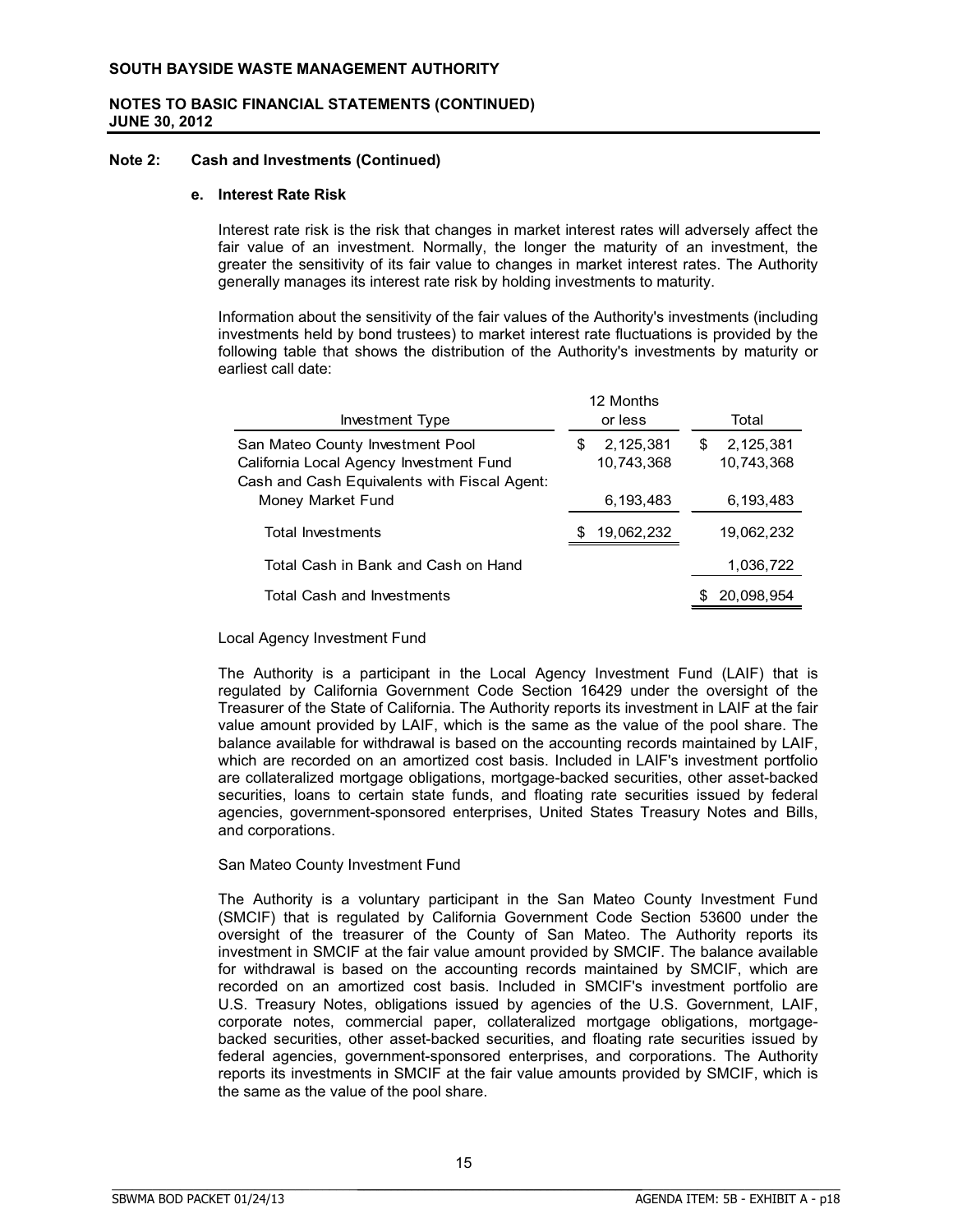**Note 2: Cash and Investments (Continued)**

**e. Interest Rate Risk**

Interest rate risk is the risk that changes in market interest rates will adversely affect the fair value of an investment. Normally, the longer the maturity of an investment, the greater the sensitivity of its fair value to changes in market interest rates. The Authority generally manages its interest rate risk by holding investments to maturity.

Information about the sensitivity of the fair values of the Authority's investments (including investments held by bond trustees) to market interest rate fluctuations is provided by the following table that shows the distribution of the Authority's investments by maturity or earliest call date:

| Investment Type | 12 Months or less | Total |
|---|---|---|
| San Mateo County Investment Pool | $ 2,125,381 | $ 2,125,381 |
| California Local Agency Investment Fund | 10,743,368 | 10,743,368 |
| Cash and Cash Equivalents with Fiscal Agent: | | |
| Money Market Fund | 6,193,483 | 6,193,483 |
| Total Investments | $ 19,062,232 | 19,062,232 |
| Total Cash in Bank and Cash on Hand | | 1,036,722 |
| Total Cash and Investments | | $ 20,098,954 |

Local Agency Investment Fund

The Authority is a participant in the Local Agency Investment Fund (LAIF) that is regulated by California Government Code Section 16429 under the oversight of the Treasurer of the State of California. The Authority reports its investment in LAIF at the fair value amount provided by LAIF, which is the same as the value of the pool share. The balance available for withdrawal is based on the accounting records maintained by LAIF, which are recorded on an amortized cost basis. Included in LAIF's investment portfolio are collateralized mortgage obligations, mortgage-backed securities, other asset-backed securities, loans to certain state funds, and floating rate securities issued by federal agencies, government-sponsored enterprises, United States Treasury Notes and Bills, and corporations.

San Mateo County Investment Fund

The Authority is a voluntary participant in the San Mateo County Investment Fund (SMCIF) that is regulated by California Government Code Section 53600 under the oversight of the treasurer of the County of San Mateo. The Authority reports its investment in SMCIF at the fair value amount provided by SMCIF. The balance available for withdrawal is based on the accounting records maintained by SMCIF, which are recorded on an amortized cost basis. Included in SMCIF's investment portfolio are U.S. Treasury Notes, obligations issued by agencies of the U.S. Government, LAIF, corporate notes, commercial paper, collateralized mortgage obligations, mortgage-backed securities, other asset-backed securities, and floating rate securities issued by federal agencies, government-sponsored enterprises, and corporations. The Authority reports its investments in SMCIF at the fair value amounts provided by SMCIF, which is the same as the value of the pool share.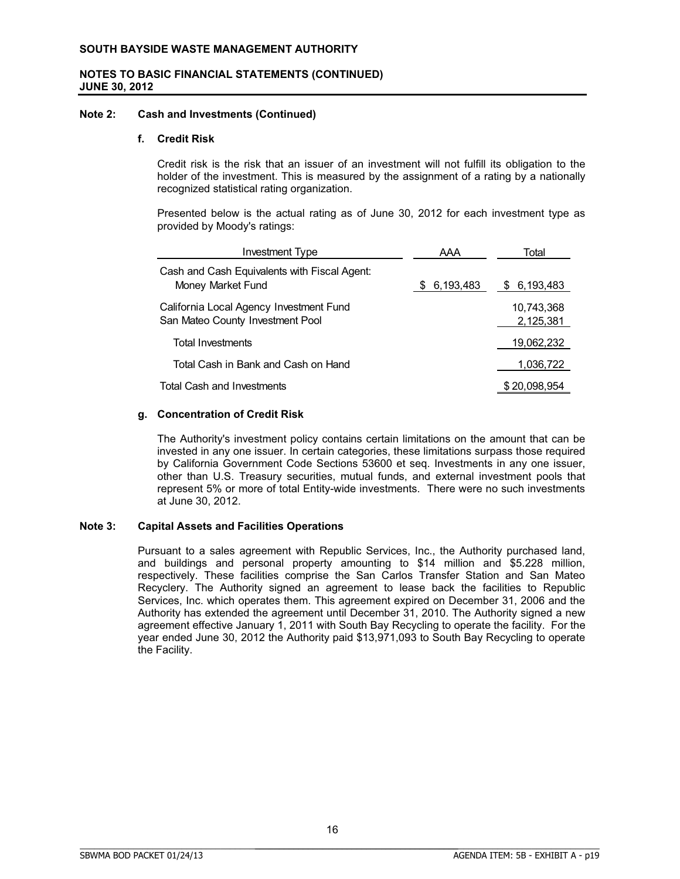**SOUTH BAYSIDE WASTE MANAGEMENT AUTHORITY**

**NOTES TO BASIC FINANCIAL STATEMENTS (CONTINUED)**
**JUNE 30, 2012**

**Note 2: Cash and Investments (Continued)**

**f. Credit Risk**

Credit risk is the risk that an issuer of an investment will not fulfill its obligation to the holder of the investment. This is measured by the assignment of a rating by a nationally recognized statistical rating organization.

Presented below is the actual rating as of June 30, 2012 for each investment type as provided by Moody's ratings:

| Investment Type | AAA | Total |
|---|---|---|
| Cash and Cash Equivalents with Fiscal Agent: | | |
| Money Market Fund | $ 6,193,483 | $ 6,193,483 |
| California Local Agency Investment Fund | | 10,743,368 |
| San Mateo County Investment Pool | | 2,125,381 |
| Total Investments | | 19,062,232 |
| Total Cash in Bank and Cash on Hand | | 1,036,722 |
| Total Cash and Investments | | $ 20,098,954 |

**g. Concentration of Credit Risk**

The Authority's investment policy contains certain limitations on the amount that can be invested in any one issuer. In certain categories, these limitations surpass those required by California Government Code Sections 53600 et seq. Investments in any one issuer, other than U.S. Treasury securities, mutual funds, and external investment pools that represent 5% or more of total Entity-wide investments. There were no such investments at June 30, 2012.

**Note 3: Capital Assets and Facilities Operations**

Pursuant to a sales agreement with Republic Services, Inc., the Authority purchased land, and buildings and personal property amounting to $14 million and $5.228 million, respectively. These facilities comprise the San Carlos Transfer Station and San Mateo Recyclery. The Authority signed an agreement to lease back the facilities to Republic Services, Inc. which operates them. This agreement expired on December 31, 2006 and the Authority has extended the agreement until December 31, 2010. The Authority signed a new agreement effective January 1, 2011 with South Bay Recycling to operate the facility. For the year ended June 30, 2012 the Authority paid $13,971,093 to South Bay Recycling to operate the Facility.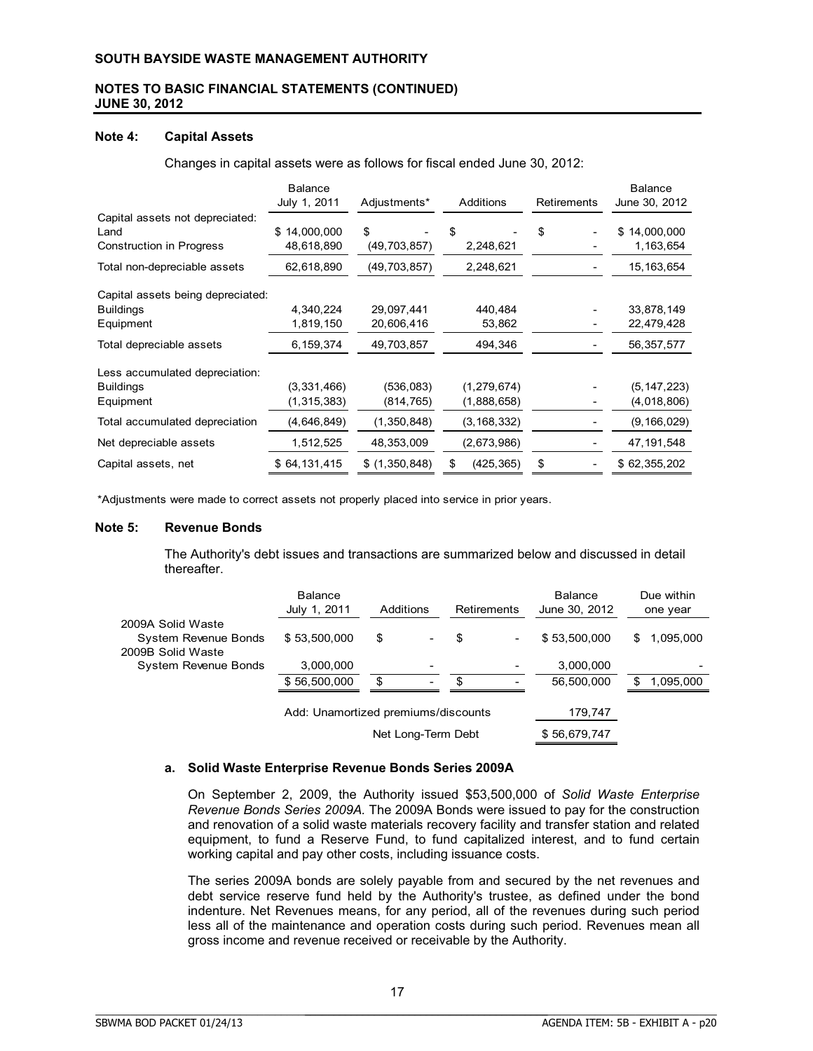**SOUTH BAYSIDE WASTE MANAGEMENT AUTHORITY**

**NOTES TO BASIC FINANCIAL STATEMENTS (CONTINUED)**
**JUNE 30, 2012**

### Note 4: Capital Assets

Changes in capital assets were as follows for fiscal ended June 30, 2012:

| | Balance July 1, 2011 | Adjustments* | Additions | Retirements | Balance June 30, 2012 |
|---|---|---|---|---|---|
| Capital assets not depreciated: | | | | | |
| Land | $ 14,000,000 | $ - | $ - | $ - | $ 14,000,000 |
| Construction in Progress | 48,618,890 | (49,703,857) | 2,248,621 | - | 1,163,654 |
| Total non-depreciable assets | 62,618,890 | (49,703,857) | 2,248,621 | - | 15,163,654 |
| Capital assets being depreciated: | | | | | |
| Buildings | 4,340,224 | 29,097,441 | 440,484 | - | 33,878,149 |
| Equipment | 1,819,150 | 20,606,416 | 53,862 | - | 22,479,428 |
| Total depreciable assets | 6,159,374 | 49,703,857 | 494,346 | - | 56,357,577 |
| Less accumulated depreciation: | | | | | |
| Buildings | (3,331,466) | (536,083) | (1,279,674) | - | (5,147,223) |
| Equipment | (1,315,383) | (814,765) | (1,888,658) | - | (4,018,806) |
| Total accumulated depreciation | (4,646,849) | (1,350,848) | (3,168,332) | - | (9,166,029) |
| Net depreciable assets | 1,512,525 | 48,353,009 | (2,673,986) | - | 47,191,548 |
| Capital assets, net | $ 64,131,415 | $ (1,350,848) | $ (425,365) | $ - | $ 62,355,202 |

*Adjustments were made to correct assets not properly placed into service in prior years.

### Note 5: Revenue Bonds

The Authority's debt issues and transactions are summarized below and discussed in detail thereafter.

| | Balance July 1, 2011 | Additions | Retirements | Balance June 30, 2012 | Due within one year |
|---|---|---|---|---|---|
| 2009A Solid Waste System Revenue Bonds | $ 53,500,000 | $ - | $ - | $ 53,500,000 | $ 1,095,000 |
| 2009B Solid Waste System Revenue Bonds | 3,000,000 | - | - | 3,000,000 | - |
| | $ 56,500,000 | $ - | $ - | 56,500,000 | $ 1,095,000 |
| | Add: Unamortized premiums/discounts | | | 179,747 | |
| | | Net Long-Term Debt | | $ 56,679,747 | |

#### a. Solid Waste Enterprise Revenue Bonds Series 2009A

On September 2, 2009, the Authority issued $53,500,000 of *Solid Waste Enterprise Revenue Bonds Series 2009A.* The 2009A Bonds were issued to pay for the construction and renovation of a solid waste materials recovery facility and transfer station and related equipment, to fund a Reserve Fund, to fund capitalized interest, and to fund certain working capital and pay other costs, including issuance costs.

The series 2009A bonds are solely payable from and secured by the net revenues and debt service reserve fund held by the Authority's trustee, as defined under the bond indenture. Net Revenues means, for any period, all of the revenues during such period less all of the maintenance and operation costs during such period. Revenues mean all gross income and revenue received or receivable by the Authority.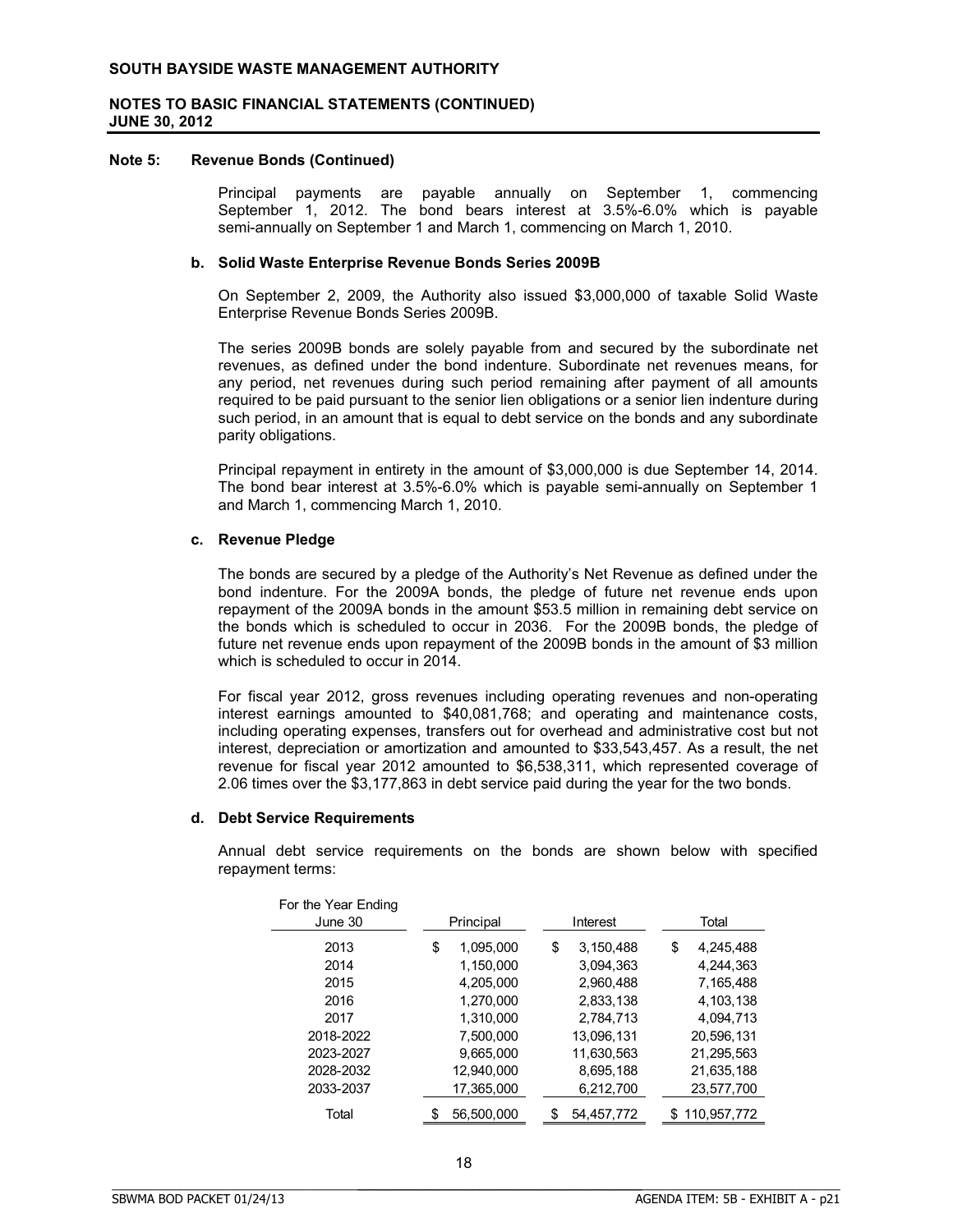## Note 5: Revenue Bonds (Continued)

Principal payments are payable annually on September 1, commencing September 1, 2012. The bond bears interest at 3.5%-6.0% which is payable semi-annually on September 1 and March 1, commencing on March 1, 2010.

### b. Solid Waste Enterprise Revenue Bonds Series 2009B

On September 2, 2009, the Authority also issued $3,000,000 of taxable Solid Waste Enterprise Revenue Bonds Series 2009B.

The series 2009B bonds are solely payable from and secured by the subordinate net revenues, as defined under the bond indenture. Subordinate net revenues means, for any period, net revenues during such period remaining after payment of all amounts required to be paid pursuant to the senior lien obligations or a senior lien indenture during such period, in an amount that is equal to debt service on the bonds and any subordinate parity obligations.

Principal repayment in entirety in the amount of $3,000,000 is due September 14, 2014. The bond bear interest at 3.5%-6.0% which is payable semi-annually on September 1 and March 1, commencing March 1, 2010.

### c. Revenue Pledge

The bonds are secured by a pledge of the Authority's Net Revenue as defined under the bond indenture. For the 2009A bonds, the pledge of future net revenue ends upon repayment of the 2009A bonds in the amount $53.5 million in remaining debt service on the bonds which is scheduled to occur in 2036. For the 2009B bonds, the pledge of future net revenue ends upon repayment of the 2009B bonds in the amount of $3 million which is scheduled to occur in 2014.

For fiscal year 2012, gross revenues including operating revenues and non-operating interest earnings amounted to $40,081,768; and operating and maintenance costs, including operating expenses, transfers out for overhead and administrative cost but not interest, depreciation or amortization and amounted to $33,543,457. As a result, the net revenue for fiscal year 2012 amounted to $6,538,311, which represented coverage of 2.06 times over the $3,177,863 in debt service paid during the year for the two bonds.

### d. Debt Service Requirements

Annual debt service requirements on the bonds are shown below with specified repayment terms:

| For the Year Ending June 30 | Principal | Interest | Total |
|---|---|---|---|
| 2013 | $ 1,095,000 | $ 3,150,488 | $ 4,245,488 |
| 2014 | 1,150,000 | 3,094,363 | 4,244,363 |
| 2015 | 4,205,000 | 2,960,488 | 7,165,488 |
| 2016 | 1,270,000 | 2,833,138 | 4,103,138 |
| 2017 | 1,310,000 | 2,784,713 | 4,094,713 |
| 2018-2022 | 7,500,000 | 13,096,131 | 20,596,131 |
| 2023-2027 | 9,665,000 | 11,630,563 | 21,295,563 |
| 2028-2032 | 12,940,000 | 8,695,188 | 21,635,188 |
| 2033-2037 | 17,365,000 | 6,212,700 | 23,577,700 |
| Total | $ 56,500,000 | $ 54,457,772 | $ 110,957,772 |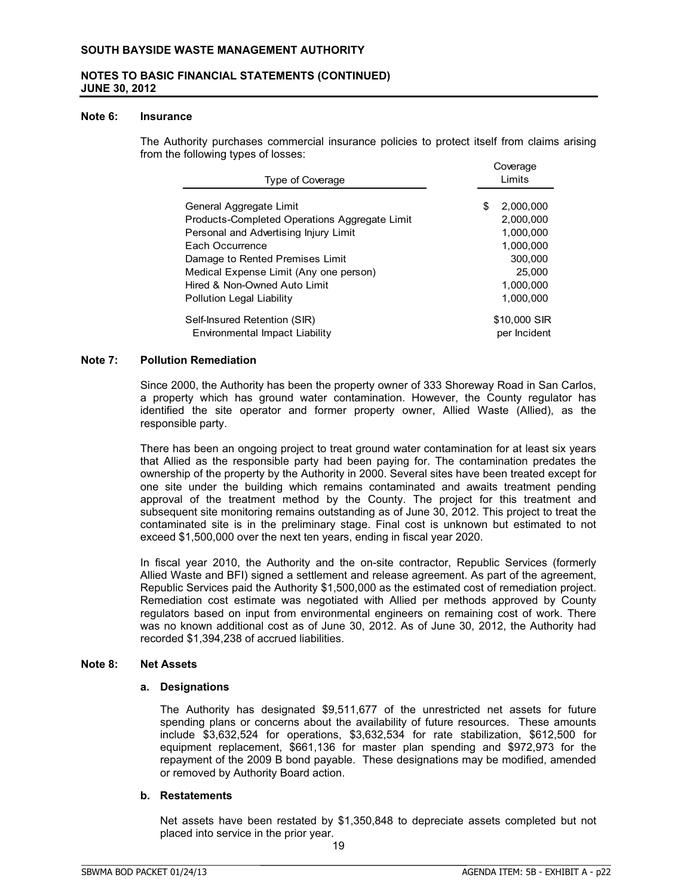**SOUTH BAYSIDE WASTE MANAGEMENT AUTHORITY**

**NOTES TO BASIC FINANCIAL STATEMENTS (CONTINUED)**
**JUNE 30, 2012**

## Note 6: Insurance

The Authority purchases commercial insurance policies to protect itself from claims arising from the following types of losses:

| Type of Coverage | Coverage Limits |
|---|---|
| General Aggregate Limit | $ 2,000,000 |
| Products-Completed Operations Aggregate Limit | 2,000,000 |
| Personal and Advertising Injury Limit | 1,000,000 |
| Each Occurrence | 1,000,000 |
| Damage to Rented Premises Limit | 300,000 |
| Medical Expense Limit (Any one person) | 25,000 |
| Hired & Non-Owned Auto Limit | 1,000,000 |
| Pollution Legal Liability | 1,000,000 |
| Self-Insured Retention (SIR) Environmental Impact Liability | $10,000 SIR per Incident |

## Note 7: Pollution Remediation

Since 2000, the Authority has been the property owner of 333 Shoreway Road in San Carlos, a property which has ground water contamination. However, the County regulator has identified the site operator and former property owner, Allied Waste (Allied), as the responsible party.

There has been an ongoing project to treat ground water contamination for at least six years that Allied as the responsible party had been paying for. The contamination predates the ownership of the property by the Authority in 2000. Several sites have been treated except for one site under the building which remains contaminated and awaits treatment pending approval of the treatment method by the County. The project for this treatment and subsequent site monitoring remains outstanding as of June 30, 2012. This project to treat the contaminated site is in the preliminary stage. Final cost is unknown but estimated to not exceed $1,500,000 over the next ten years, ending in fiscal year 2020.

In fiscal year 2010, the Authority and the on-site contractor, Republic Services (formerly Allied Waste and BFI) signed a settlement and release agreement. As part of the agreement, Republic Services paid the Authority $1,500,000 as the estimated cost of remediation project. Remediation cost estimate was negotiated with Allied per methods approved by County regulators based on input from environmental engineers on remaining cost of work. There was no known additional cost as of June 30, 2012. As of June 30, 2012, the Authority had recorded $1,394,238 of accrued liabilities.

## Note 8: Net Assets

### a. Designations

The Authority has designated $9,511,677 of the unrestricted net assets for future spending plans or concerns about the availability of future resources. These amounts include $3,632,524 for operations, $3,632,534 for rate stabilization, $612,500 for equipment replacement, $661,136 for master plan spending and $972,973 for the repayment of the 2009 B bond payable. These designations may be modified, amended or removed by Authority Board action.

### b. Restatements

Net assets have been restated by $1,350,848 to depreciate assets completed but not placed into service in the prior year.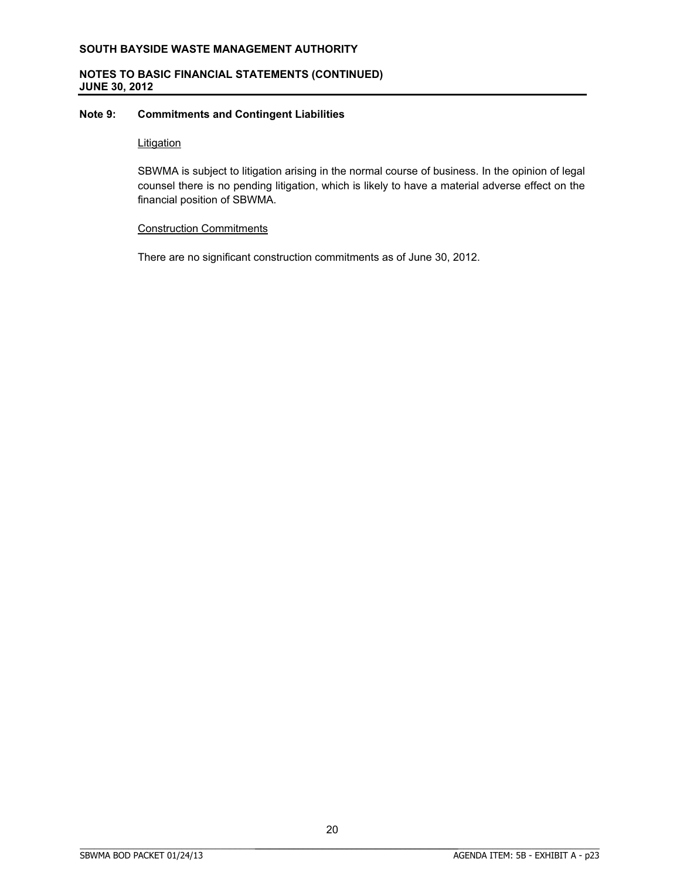## Note 9: Commitments and Contingent Liabilities

### Litigation

SBWMA is subject to litigation arising in the normal course of business. In the opinion of legal counsel there is no pending litigation, which is likely to have a material adverse effect on the financial position of SBWMA.

### Construction Commitments

There are no significant construction commitments as of June 30, 2012.